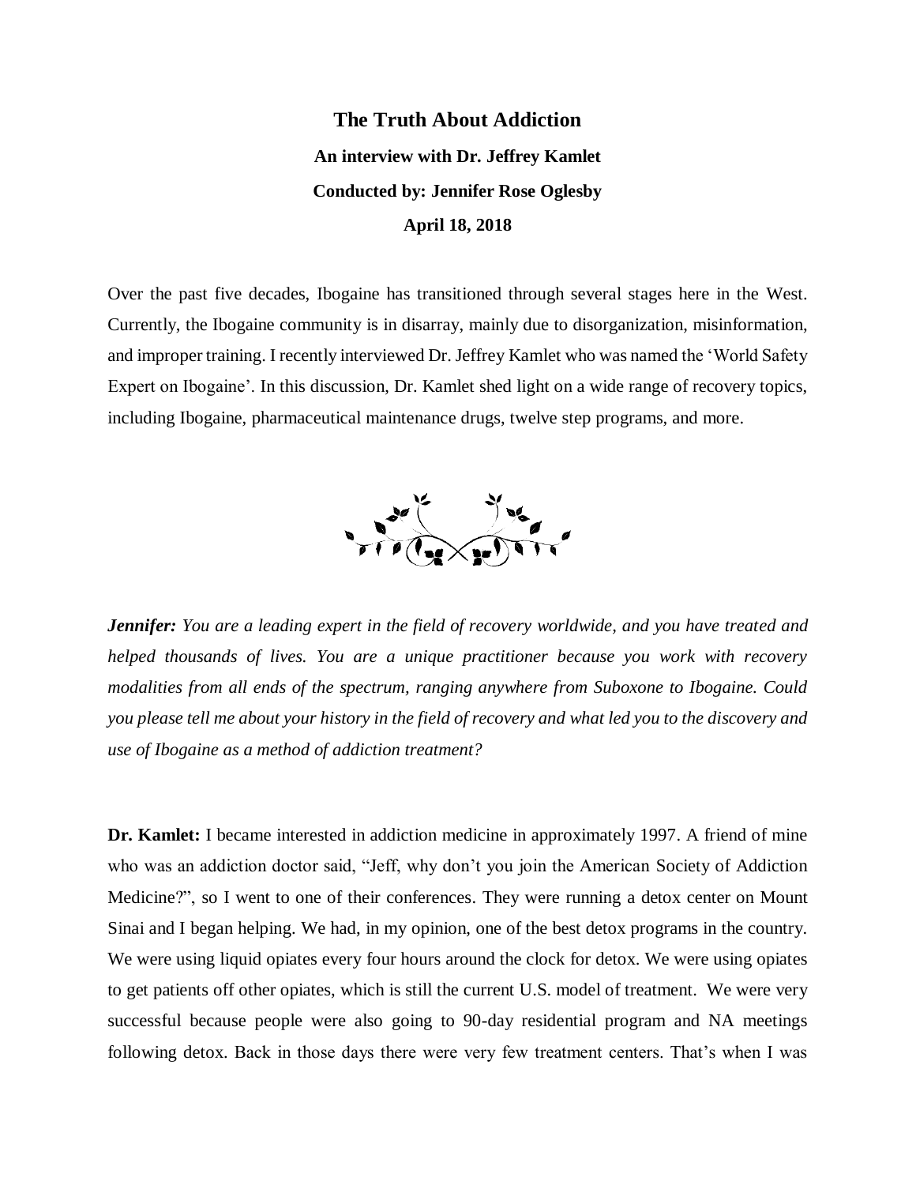# The Truth About Addiction

**An interview with Dr. Jeffrey Kamlet**

**Conducted by: Jennifer Rose Oglesby**

**April 18, 2018**

Over the past five decades, Ibogaine has transitioned through several stages here in the West. Currently, the Ibogaine community is in disarray, mainly due to disorganization, misinformation, and improper training. I recently interviewed Dr. Jeffrey Kamlet who was named the 'World Safety Expert on Ibogaine'. In this discussion, Dr. Kamlet shed light on a wide range of recovery topics, including Ibogaine, pharmaceutical maintenance drugs, twelve step programs, and more.

***Jennifer:*** *You are a leading expert in the field of recovery worldwide, and you have treated and helped thousands of lives. You are a unique practitioner because you work with recovery modalities from all ends of the spectrum, ranging anywhere from Suboxone to Ibogaine. Could you please tell me about your history in the field of recovery and what led you to the discovery and use of Ibogaine as a method of addiction treatment?*

**Dr. Kamlet:** I became interested in addiction medicine in approximately 1997. A friend of mine who was an addiction doctor said, "Jeff, why don't you join the American Society of Addiction Medicine?", so I went to one of their conferences. They were running a detox center on Mount Sinai and I began helping. We had, in my opinion, one of the best detox programs in the country. We were using liquid opiates every four hours around the clock for detox. We were using opiates to get patients off other opiates, which is still the current U.S. model of treatment. We were very successful because people were also going to 90-day residential program and NA meetings following detox. Back in those days there were very few treatment centers. That's when I was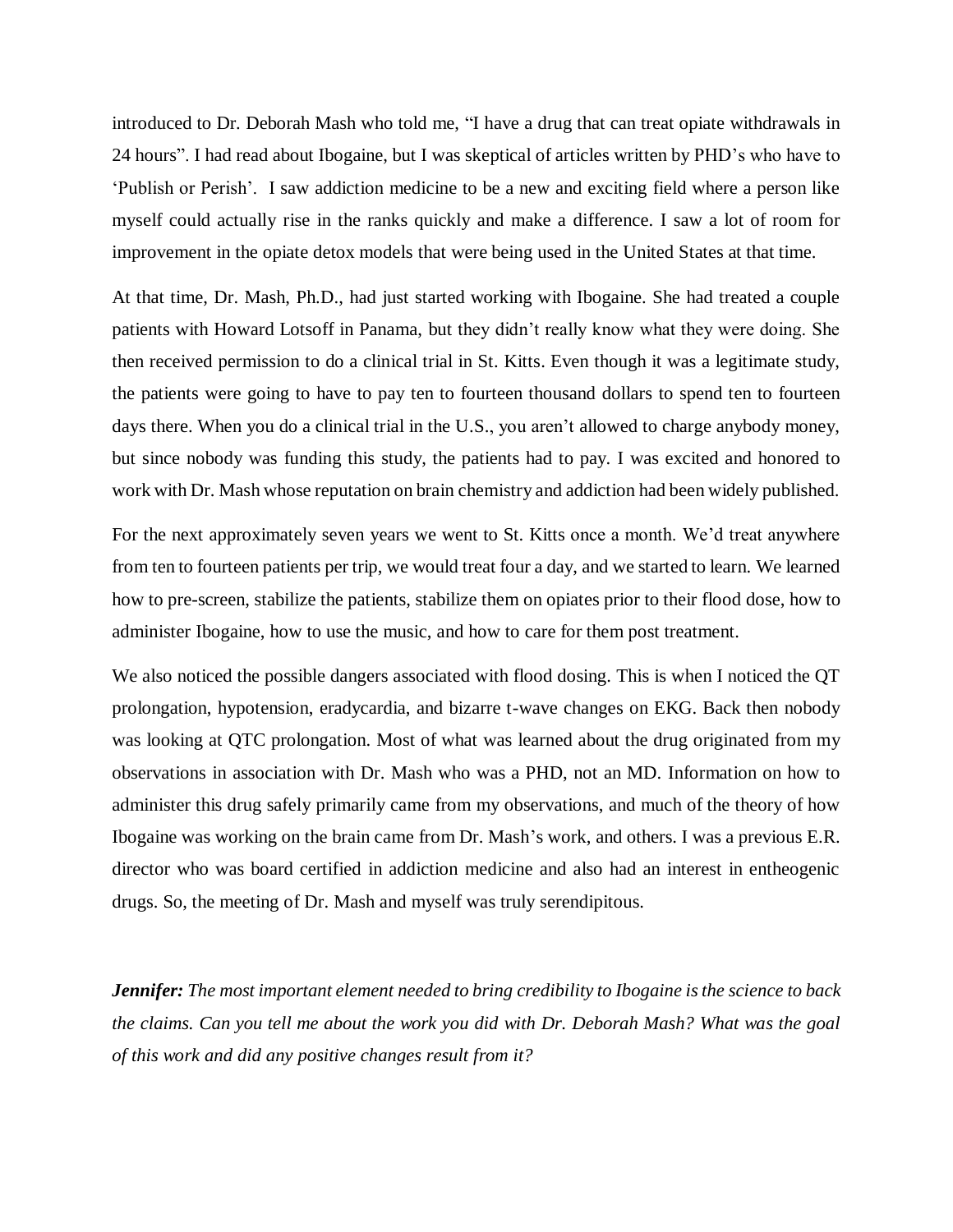introduced to Dr. Deborah Mash who told me, "I have a drug that can treat opiate withdrawals in 24 hours". I had read about Ibogaine, but I was skeptical of articles written by PHD's who have to 'Publish or Perish'. I saw addiction medicine to be a new and exciting field where a person like myself could actually rise in the ranks quickly and make a difference. I saw a lot of room for improvement in the opiate detox models that were being used in the United States at that time.

At that time, Dr. Mash, Ph.D., had just started working with Ibogaine. She had treated a couple patients with Howard Lotsoff in Panama, but they didn't really know what they were doing. She then received permission to do a clinical trial in St. Kitts. Even though it was a legitimate study, the patients were going to have to pay ten to fourteen thousand dollars to spend ten to fourteen days there. When you do a clinical trial in the U.S., you aren't allowed to charge anybody money, but since nobody was funding this study, the patients had to pay. I was excited and honored to work with Dr. Mash whose reputation on brain chemistry and addiction had been widely published.

For the next approximately seven years we went to St. Kitts once a month. We'd treat anywhere from ten to fourteen patients per trip, we would treat four a day, and we started to learn. We learned how to pre-screen, stabilize the patients, stabilize them on opiates prior to their flood dose, how to administer Ibogaine, how to use the music, and how to care for them post treatment.

We also noticed the possible dangers associated with flood dosing. This is when I noticed the QT prolongation, hypotension, eradycardia, and bizarre t-wave changes on EKG. Back then nobody was looking at QTC prolongation. Most of what was learned about the drug originated from my observations in association with Dr. Mash who was a PHD, not an MD. Information on how to administer this drug safely primarily came from my observations, and much of the theory of how Ibogaine was working on the brain came from Dr. Mash's work, and others. I was a previous E.R. director who was board certified in addiction medicine and also had an interest in entheogenic drugs. So, the meeting of Dr. Mash and myself was truly serendipitous.

***Jennifer:*** *The most important element needed to bring credibility to Ibogaine is the science to back the claims. Can you tell me about the work you did with Dr. Deborah Mash? What was the goal of this work and did any positive changes result from it?*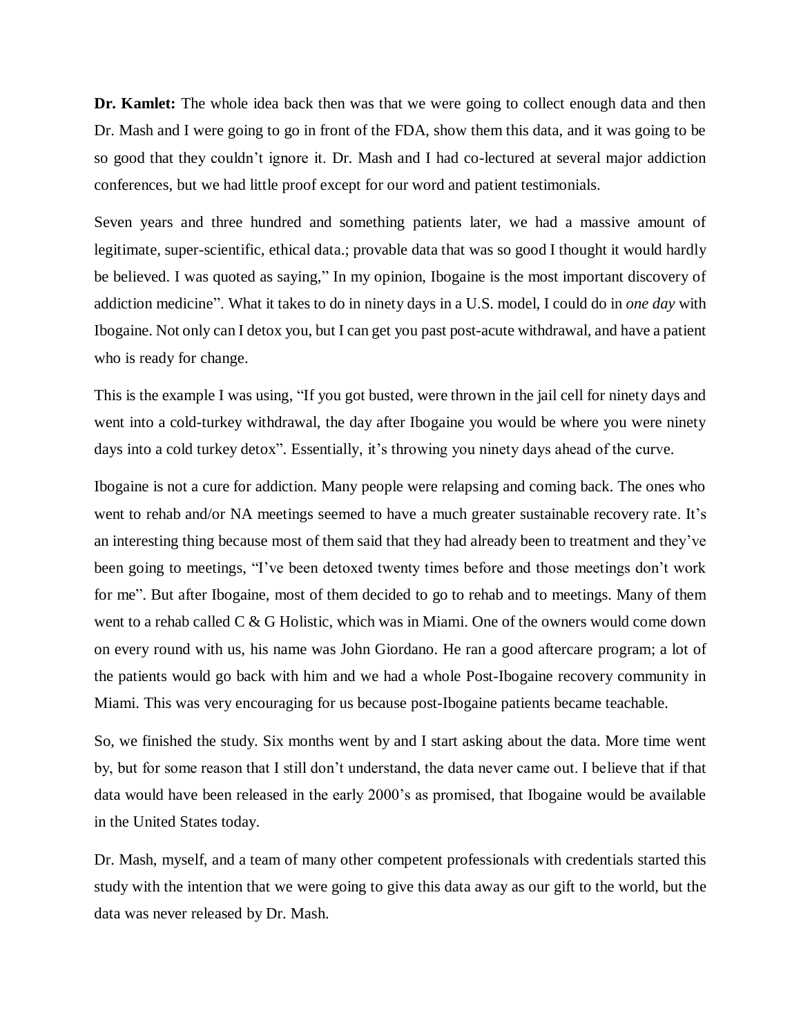**Dr. Kamlet:** The whole idea back then was that we were going to collect enough data and then Dr. Mash and I were going to go in front of the FDA, show them this data, and it was going to be so good that they couldn't ignore it. Dr. Mash and I had co-lectured at several major addiction conferences, but we had little proof except for our word and patient testimonials.

Seven years and three hundred and something patients later, we had a massive amount of legitimate, super-scientific, ethical data.; provable data that was so good I thought it would hardly be believed. I was quoted as saying," In my opinion, Ibogaine is the most important discovery of addiction medicine". What it takes to do in ninety days in a U.S. model, I could do in *one day* with Ibogaine. Not only can I detox you, but I can get you past post-acute withdrawal, and have a patient who is ready for change.

This is the example I was using, "If you got busted, were thrown in the jail cell for ninety days and went into a cold-turkey withdrawal, the day after Ibogaine you would be where you were ninety days into a cold turkey detox". Essentially, it's throwing you ninety days ahead of the curve.

Ibogaine is not a cure for addiction. Many people were relapsing and coming back. The ones who went to rehab and/or NA meetings seemed to have a much greater sustainable recovery rate. It's an interesting thing because most of them said that they had already been to treatment and they've been going to meetings, "I've been detoxed twenty times before and those meetings don't work for me". But after Ibogaine, most of them decided to go to rehab and to meetings. Many of them went to a rehab called C & G Holistic, which was in Miami. One of the owners would come down on every round with us, his name was John Giordano. He ran a good aftercare program; a lot of the patients would go back with him and we had a whole Post-Ibogaine recovery community in Miami. This was very encouraging for us because post-Ibogaine patients became teachable.

So, we finished the study. Six months went by and I start asking about the data. More time went by, but for some reason that I still don't understand, the data never came out. I believe that if that data would have been released in the early 2000's as promised, that Ibogaine would be available in the United States today.

Dr. Mash, myself, and a team of many other competent professionals with credentials started this study with the intention that we were going to give this data away as our gift to the world, but the data was never released by Dr. Mash.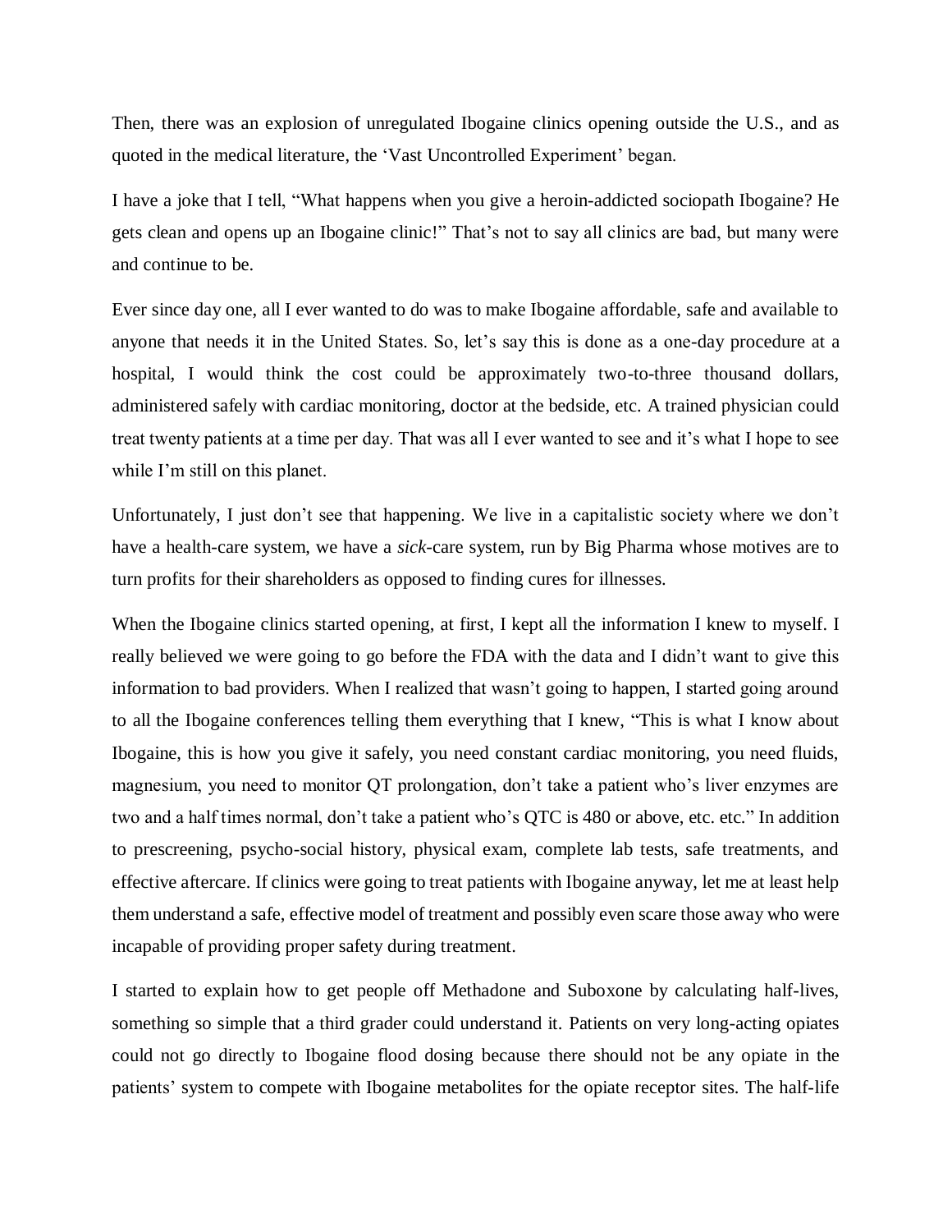Then, there was an explosion of unregulated Ibogaine clinics opening outside the U.S., and as quoted in the medical literature, the 'Vast Uncontrolled Experiment' began.

I have a joke that I tell, "What happens when you give a heroin-addicted sociopath Ibogaine? He gets clean and opens up an Ibogaine clinic!" That's not to say all clinics are bad, but many were and continue to be.

Ever since day one, all I ever wanted to do was to make Ibogaine affordable, safe and available to anyone that needs it in the United States. So, let's say this is done as a one-day procedure at a hospital, I would think the cost could be approximately two-to-three thousand dollars, administered safely with cardiac monitoring, doctor at the bedside, etc. A trained physician could treat twenty patients at a time per day. That was all I ever wanted to see and it's what I hope to see while I'm still on this planet.

Unfortunately, I just don't see that happening. We live in a capitalistic society where we don't have a health-care system, we have a *sick*-care system, run by Big Pharma whose motives are to turn profits for their shareholders as opposed to finding cures for illnesses.

When the Ibogaine clinics started opening, at first, I kept all the information I knew to myself. I really believed we were going to go before the FDA with the data and I didn't want to give this information to bad providers. When I realized that wasn't going to happen, I started going around to all the Ibogaine conferences telling them everything that I knew, "This is what I know about Ibogaine, this is how you give it safely, you need constant cardiac monitoring, you need fluids, magnesium, you need to monitor QT prolongation, don't take a patient who's liver enzymes are two and a half times normal, don't take a patient who's QTC is 480 or above, etc. etc." In addition to prescreening, psycho-social history, physical exam, complete lab tests, safe treatments, and effective aftercare. If clinics were going to treat patients with Ibogaine anyway, let me at least help them understand a safe, effective model of treatment and possibly even scare those away who were incapable of providing proper safety during treatment.

I started to explain how to get people off Methadone and Suboxone by calculating half-lives, something so simple that a third grader could understand it. Patients on very long-acting opiates could not go directly to Ibogaine flood dosing because there should not be any opiate in the patients' system to compete with Ibogaine metabolites for the opiate receptor sites. The half-life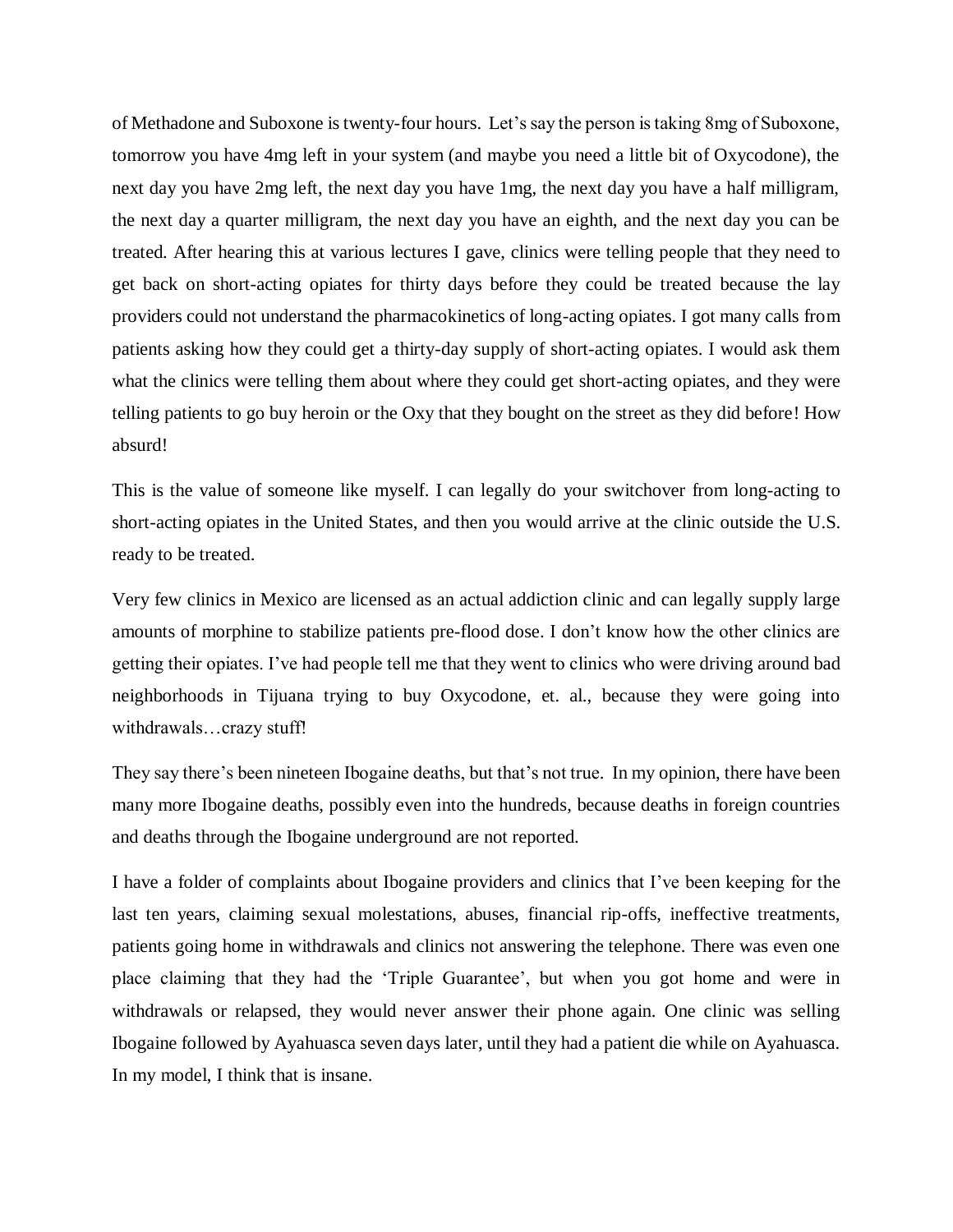of Methadone and Suboxone is twenty-four hours. Let's say the person is taking 8mg of Suboxone, tomorrow you have 4mg left in your system (and maybe you need a little bit of Oxycodone), the next day you have 2mg left, the next day you have 1mg, the next day you have a half milligram, the next day a quarter milligram, the next day you have an eighth, and the next day you can be treated. After hearing this at various lectures I gave, clinics were telling people that they need to get back on short-acting opiates for thirty days before they could be treated because the lay providers could not understand the pharmacokinetics of long-acting opiates. I got many calls from patients asking how they could get a thirty-day supply of short-acting opiates. I would ask them what the clinics were telling them about where they could get short-acting opiates, and they were telling patients to go buy heroin or the Oxy that they bought on the street as they did before! How absurd!

This is the value of someone like myself. I can legally do your switchover from long-acting to short-acting opiates in the United States, and then you would arrive at the clinic outside the U.S. ready to be treated.

Very few clinics in Mexico are licensed as an actual addiction clinic and can legally supply large amounts of morphine to stabilize patients pre-flood dose. I don't know how the other clinics are getting their opiates. I've had people tell me that they went to clinics who were driving around bad neighborhoods in Tijuana trying to buy Oxycodone, et. al., because they were going into withdrawals…crazy stuff!

They say there's been nineteen Ibogaine deaths, but that's not true. In my opinion, there have been many more Ibogaine deaths, possibly even into the hundreds, because deaths in foreign countries and deaths through the Ibogaine underground are not reported.

I have a folder of complaints about Ibogaine providers and clinics that I've been keeping for the last ten years, claiming sexual molestations, abuses, financial rip-offs, ineffective treatments, patients going home in withdrawals and clinics not answering the telephone. There was even one place claiming that they had the 'Triple Guarantee', but when you got home and were in withdrawals or relapsed, they would never answer their phone again. One clinic was selling Ibogaine followed by Ayahuasca seven days later, until they had a patient die while on Ayahuasca. In my model, I think that is insane.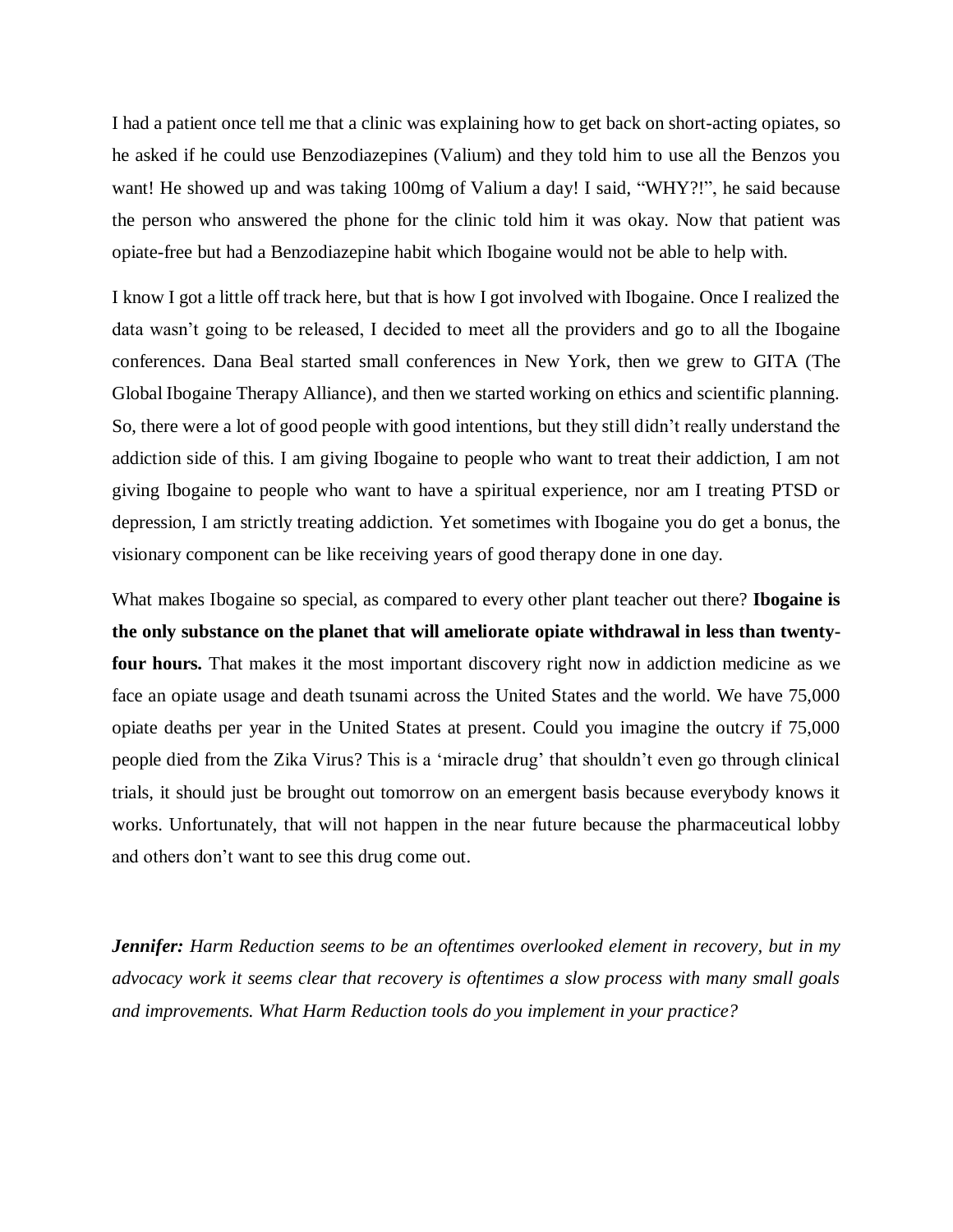I had a patient once tell me that a clinic was explaining how to get back on short-acting opiates, so he asked if he could use Benzodiazepines (Valium) and they told him to use all the Benzos you want! He showed up and was taking 100mg of Valium a day! I said, "WHY?!", he said because the person who answered the phone for the clinic told him it was okay. Now that patient was opiate-free but had a Benzodiazepine habit which Ibogaine would not be able to help with.

I know I got a little off track here, but that is how I got involved with Ibogaine. Once I realized the data wasn't going to be released, I decided to meet all the providers and go to all the Ibogaine conferences. Dana Beal started small conferences in New York, then we grew to GITA (The Global Ibogaine Therapy Alliance), and then we started working on ethics and scientific planning. So, there were a lot of good people with good intentions, but they still didn't really understand the addiction side of this. I am giving Ibogaine to people who want to treat their addiction, I am not giving Ibogaine to people who want to have a spiritual experience, nor am I treating PTSD or depression, I am strictly treating addiction. Yet sometimes with Ibogaine you do get a bonus, the visionary component can be like receiving years of good therapy done in one day.

What makes Ibogaine so special, as compared to every other plant teacher out there? **Ibogaine is the only substance on the planet that will ameliorate opiate withdrawal in less than twenty-four hours.** That makes it the most important discovery right now in addiction medicine as we face an opiate usage and death tsunami across the United States and the world. We have 75,000 opiate deaths per year in the United States at present. Could you imagine the outcry if 75,000 people died from the Zika Virus? This is a 'miracle drug' that shouldn't even go through clinical trials, it should just be brought out tomorrow on an emergent basis because everybody knows it works. Unfortunately, that will not happen in the near future because the pharmaceutical lobby and others don't want to see this drug come out.

***Jennifer:*** *Harm Reduction seems to be an oftentimes overlooked element in recovery, but in my advocacy work it seems clear that recovery is oftentimes a slow process with many small goals and improvements. What Harm Reduction tools do you implement in your practice?*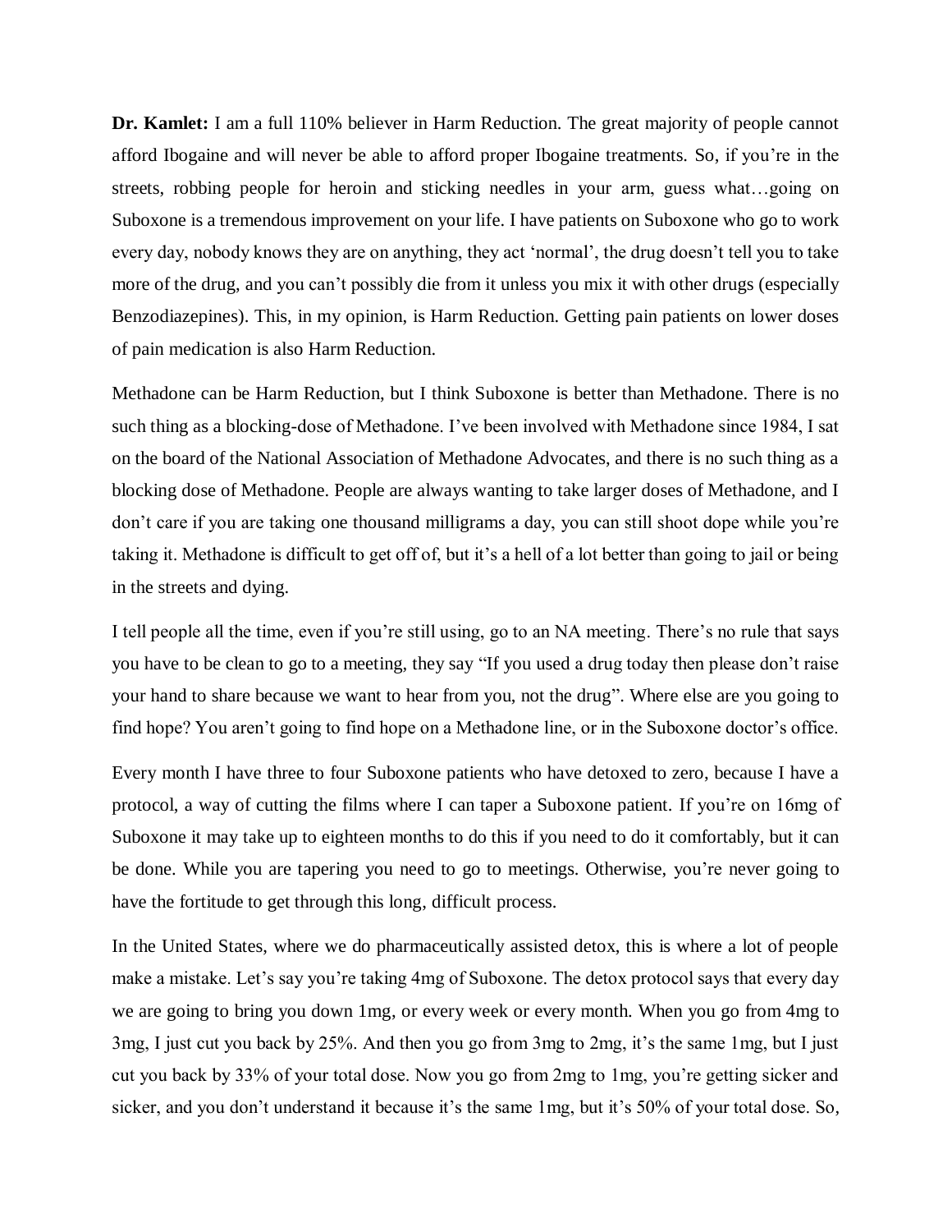**Dr. Kamlet:** I am a full 110% believer in Harm Reduction. The great majority of people cannot afford Ibogaine and will never be able to afford proper Ibogaine treatments. So, if you're in the streets, robbing people for heroin and sticking needles in your arm, guess what…going on Suboxone is a tremendous improvement on your life. I have patients on Suboxone who go to work every day, nobody knows they are on anything, they act 'normal', the drug doesn't tell you to take more of the drug, and you can't possibly die from it unless you mix it with other drugs (especially Benzodiazepines). This, in my opinion, is Harm Reduction. Getting pain patients on lower doses of pain medication is also Harm Reduction.

Methadone can be Harm Reduction, but I think Suboxone is better than Methadone. There is no such thing as a blocking-dose of Methadone. I've been involved with Methadone since 1984, I sat on the board of the National Association of Methadone Advocates, and there is no such thing as a blocking dose of Methadone. People are always wanting to take larger doses of Methadone, and I don't care if you are taking one thousand milligrams a day, you can still shoot dope while you're taking it. Methadone is difficult to get off of, but it's a hell of a lot better than going to jail or being in the streets and dying.

I tell people all the time, even if you're still using, go to an NA meeting. There's no rule that says you have to be clean to go to a meeting, they say "If you used a drug today then please don't raise your hand to share because we want to hear from you, not the drug". Where else are you going to find hope? You aren't going to find hope on a Methadone line, or in the Suboxone doctor's office.

Every month I have three to four Suboxone patients who have detoxed to zero, because I have a protocol, a way of cutting the films where I can taper a Suboxone patient. If you're on 16mg of Suboxone it may take up to eighteen months to do this if you need to do it comfortably, but it can be done. While you are tapering you need to go to meetings. Otherwise, you're never going to have the fortitude to get through this long, difficult process.

In the United States, where we do pharmaceutically assisted detox, this is where a lot of people make a mistake. Let's say you're taking 4mg of Suboxone. The detox protocol says that every day we are going to bring you down 1mg, or every week or every month. When you go from 4mg to 3mg, I just cut you back by 25%. And then you go from 3mg to 2mg, it's the same 1mg, but I just cut you back by 33% of your total dose. Now you go from 2mg to 1mg, you're getting sicker and sicker, and you don't understand it because it's the same 1mg, but it's 50% of your total dose. So,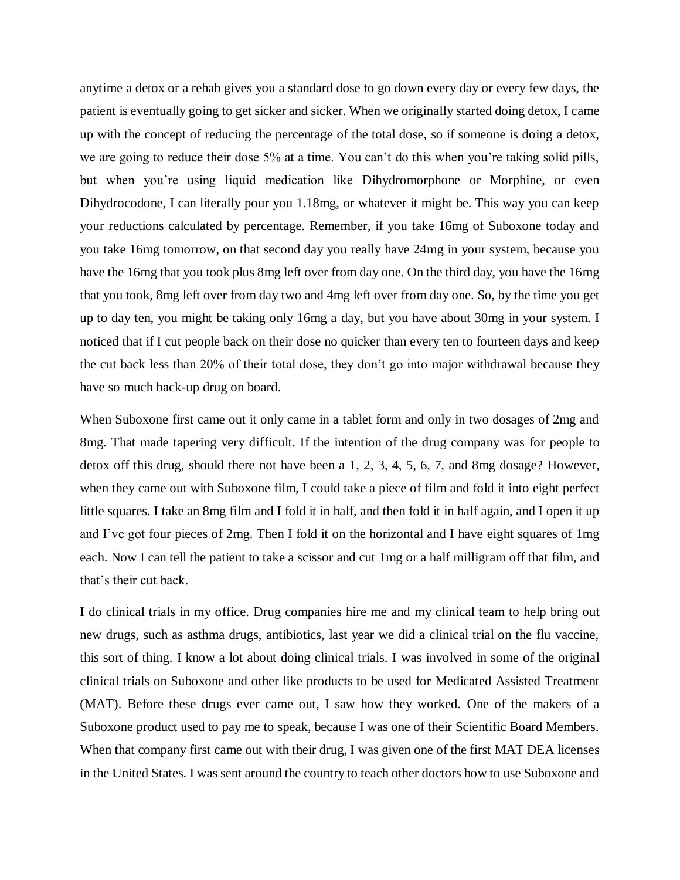anytime a detox or a rehab gives you a standard dose to go down every day or every few days, the patient is eventually going to get sicker and sicker. When we originally started doing detox, I came up with the concept of reducing the percentage of the total dose, so if someone is doing a detox, we are going to reduce their dose 5% at a time. You can't do this when you're taking solid pills, but when you're using liquid medication like Dihydromorphone or Morphine, or even Dihydrocodone, I can literally pour you 1.18mg, or whatever it might be. This way you can keep your reductions calculated by percentage. Remember, if you take 16mg of Suboxone today and you take 16mg tomorrow, on that second day you really have 24mg in your system, because you have the 16mg that you took plus 8mg left over from day one. On the third day, you have the 16mg that you took, 8mg left over from day two and 4mg left over from day one. So, by the time you get up to day ten, you might be taking only 16mg a day, but you have about 30mg in your system. I noticed that if I cut people back on their dose no quicker than every ten to fourteen days and keep the cut back less than 20% of their total dose, they don't go into major withdrawal because they have so much back-up drug on board.

When Suboxone first came out it only came in a tablet form and only in two dosages of 2mg and 8mg. That made tapering very difficult. If the intention of the drug company was for people to detox off this drug, should there not have been a 1, 2, 3, 4, 5, 6, 7, and 8mg dosage? However, when they came out with Suboxone film, I could take a piece of film and fold it into eight perfect little squares. I take an 8mg film and I fold it in half, and then fold it in half again, and I open it up and I've got four pieces of 2mg. Then I fold it on the horizontal and I have eight squares of 1mg each. Now I can tell the patient to take a scissor and cut 1mg or a half milligram off that film, and that's their cut back.

I do clinical trials in my office. Drug companies hire me and my clinical team to help bring out new drugs, such as asthma drugs, antibiotics, last year we did a clinical trial on the flu vaccine, this sort of thing. I know a lot about doing clinical trials. I was involved in some of the original clinical trials on Suboxone and other like products to be used for Medicated Assisted Treatment (MAT). Before these drugs ever came out, I saw how they worked. One of the makers of a Suboxone product used to pay me to speak, because I was one of their Scientific Board Members. When that company first came out with their drug, I was given one of the first MAT DEA licenses in the United States. I was sent around the country to teach other doctors how to use Suboxone and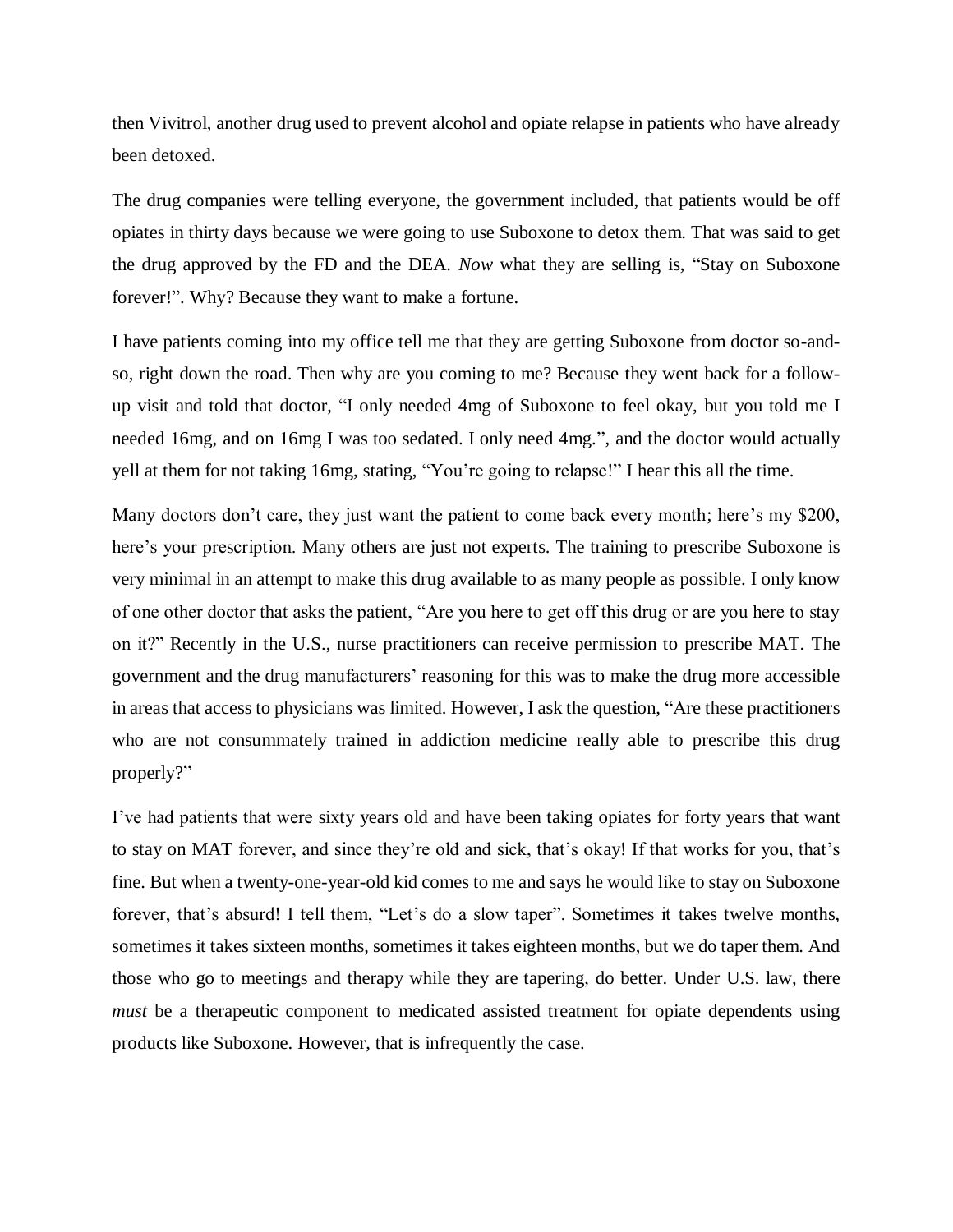then Vivitrol, another drug used to prevent alcohol and opiate relapse in patients who have already been detoxed.

The drug companies were telling everyone, the government included, that patients would be off opiates in thirty days because we were going to use Suboxone to detox them. That was said to get the drug approved by the FD and the DEA. *Now* what they are selling is, "Stay on Suboxone forever!". Why? Because they want to make a fortune.

I have patients coming into my office tell me that they are getting Suboxone from doctor so-and-so, right down the road. Then why are you coming to me? Because they went back for a follow-up visit and told that doctor, "I only needed 4mg of Suboxone to feel okay, but you told me I needed 16mg, and on 16mg I was too sedated. I only need 4mg.", and the doctor would actually yell at them for not taking 16mg, stating, "You're going to relapse!" I hear this all the time.

Many doctors don't care, they just want the patient to come back every month; here's my $200, here's your prescription. Many others are just not experts. The training to prescribe Suboxone is very minimal in an attempt to make this drug available to as many people as possible. I only know of one other doctor that asks the patient, "Are you here to get off this drug or are you here to stay on it?" Recently in the U.S., nurse practitioners can receive permission to prescribe MAT. The government and the drug manufacturers' reasoning for this was to make the drug more accessible in areas that access to physicians was limited. However, I ask the question, "Are these practitioners who are not consummately trained in addiction medicine really able to prescribe this drug properly?"

I've had patients that were sixty years old and have been taking opiates for forty years that want to stay on MAT forever, and since they're old and sick, that's okay! If that works for you, that's fine. But when a twenty-one-year-old kid comes to me and says he would like to stay on Suboxone forever, that's absurd! I tell them, "Let's do a slow taper". Sometimes it takes twelve months, sometimes it takes sixteen months, sometimes it takes eighteen months, but we do taper them. And those who go to meetings and therapy while they are tapering, do better. Under U.S. law, there *must* be a therapeutic component to medicated assisted treatment for opiate dependents using products like Suboxone. However, that is infrequently the case.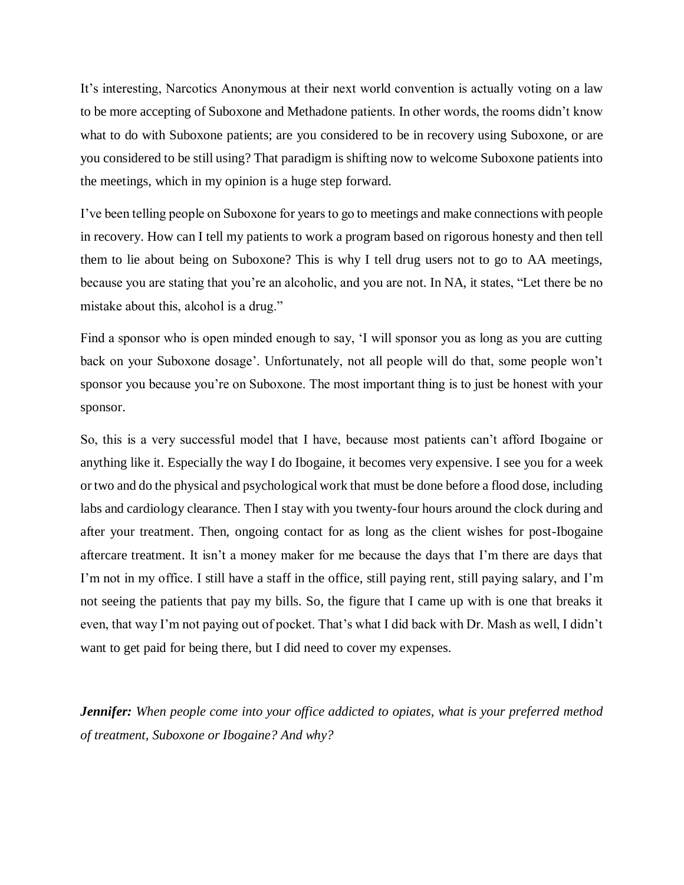It's interesting, Narcotics Anonymous at their next world convention is actually voting on a law to be more accepting of Suboxone and Methadone patients. In other words, the rooms didn't know what to do with Suboxone patients; are you considered to be in recovery using Suboxone, or are you considered to be still using? That paradigm is shifting now to welcome Suboxone patients into the meetings, which in my opinion is a huge step forward.

I've been telling people on Suboxone for years to go to meetings and make connections with people in recovery. How can I tell my patients to work a program based on rigorous honesty and then tell them to lie about being on Suboxone? This is why I tell drug users not to go to AA meetings, because you are stating that you're an alcoholic, and you are not. In NA, it states, "Let there be no mistake about this, alcohol is a drug."

Find a sponsor who is open minded enough to say, 'I will sponsor you as long as you are cutting back on your Suboxone dosage'. Unfortunately, not all people will do that, some people won't sponsor you because you're on Suboxone. The most important thing is to just be honest with your sponsor.

So, this is a very successful model that I have, because most patients can't afford Ibogaine or anything like it. Especially the way I do Ibogaine, it becomes very expensive. I see you for a week or two and do the physical and psychological work that must be done before a flood dose, including labs and cardiology clearance. Then I stay with you twenty-four hours around the clock during and after your treatment. Then, ongoing contact for as long as the client wishes for post-Ibogaine aftercare treatment. It isn't a money maker for me because the days that I'm there are days that I'm not in my office. I still have a staff in the office, still paying rent, still paying salary, and I'm not seeing the patients that pay my bills. So, the figure that I came up with is one that breaks it even, that way I'm not paying out of pocket. That's what I did back with Dr. Mash as well, I didn't want to get paid for being there, but I did need to cover my expenses.

***Jennifer:*** *When people come into your office addicted to opiates, what is your preferred method of treatment, Suboxone or Ibogaine? And why?*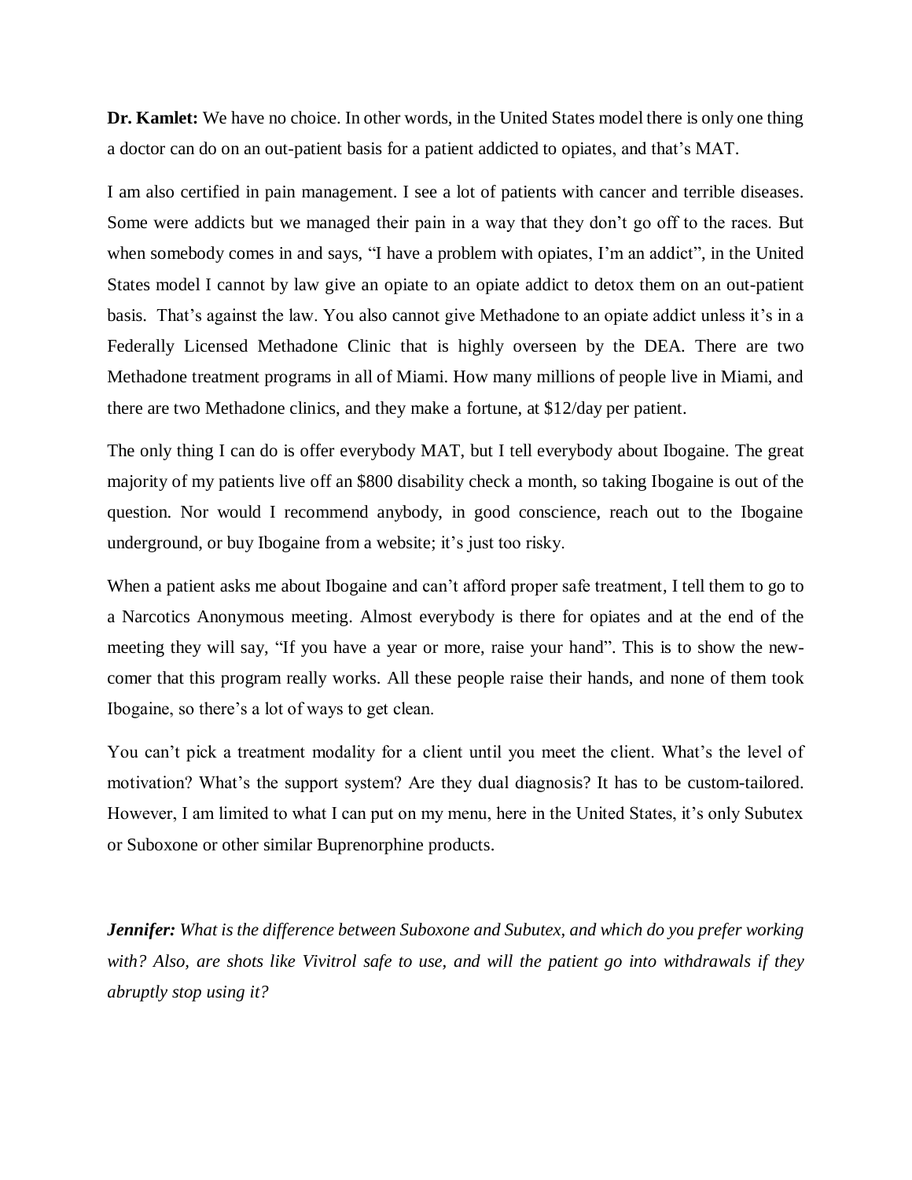**Dr. Kamlet:** We have no choice. In other words, in the United States model there is only one thing a doctor can do on an out-patient basis for a patient addicted to opiates, and that's MAT.

I am also certified in pain management. I see a lot of patients with cancer and terrible diseases. Some were addicts but we managed their pain in a way that they don't go off to the races. But when somebody comes in and says, "I have a problem with opiates, I'm an addict", in the United States model I cannot by law give an opiate to an opiate addict to detox them on an out-patient basis. That's against the law. You also cannot give Methadone to an opiate addict unless it's in a Federally Licensed Methadone Clinic that is highly overseen by the DEA. There are two Methadone treatment programs in all of Miami. How many millions of people live in Miami, and there are two Methadone clinics, and they make a fortune, at $12/day per patient.

The only thing I can do is offer everybody MAT, but I tell everybody about Ibogaine. The great majority of my patients live off an $800 disability check a month, so taking Ibogaine is out of the question. Nor would I recommend anybody, in good conscience, reach out to the Ibogaine underground, or buy Ibogaine from a website; it's just too risky.

When a patient asks me about Ibogaine and can't afford proper safe treatment, I tell them to go to a Narcotics Anonymous meeting. Almost everybody is there for opiates and at the end of the meeting they will say, "If you have a year or more, raise your hand". This is to show the new-comer that this program really works. All these people raise their hands, and none of them took Ibogaine, so there's a lot of ways to get clean.

You can't pick a treatment modality for a client until you meet the client. What's the level of motivation? What's the support system? Are they dual diagnosis? It has to be custom-tailored. However, I am limited to what I can put on my menu, here in the United States, it's only Subutex or Suboxone or other similar Buprenorphine products.

***Jennifer:*** *What is the difference between Suboxone and Subutex, and which do you prefer working with? Also, are shots like Vivitrol safe to use, and will the patient go into withdrawals if they abruptly stop using it?*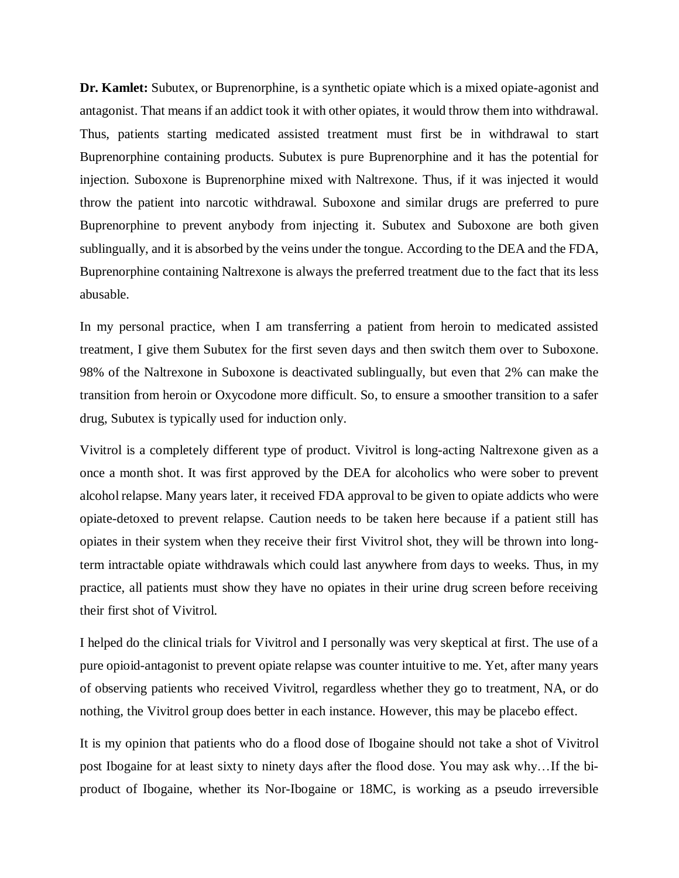**Dr. Kamlet:** Subutex, or Buprenorphine, is a synthetic opiate which is a mixed opiate-agonist and antagonist. That means if an addict took it with other opiates, it would throw them into withdrawal. Thus, patients starting medicated assisted treatment must first be in withdrawal to start Buprenorphine containing products. Subutex is pure Buprenorphine and it has the potential for injection. Suboxone is Buprenorphine mixed with Naltrexone. Thus, if it was injected it would throw the patient into narcotic withdrawal. Suboxone and similar drugs are preferred to pure Buprenorphine to prevent anybody from injecting it. Subutex and Suboxone are both given sublingually, and it is absorbed by the veins under the tongue. According to the DEA and the FDA, Buprenorphine containing Naltrexone is always the preferred treatment due to the fact that its less abusable.

In my personal practice, when I am transferring a patient from heroin to medicated assisted treatment, I give them Subutex for the first seven days and then switch them over to Suboxone. 98% of the Naltrexone in Suboxone is deactivated sublingually, but even that 2% can make the transition from heroin or Oxycodone more difficult. So, to ensure a smoother transition to a safer drug, Subutex is typically used for induction only.

Vivitrol is a completely different type of product. Vivitrol is long-acting Naltrexone given as a once a month shot. It was first approved by the DEA for alcoholics who were sober to prevent alcohol relapse. Many years later, it received FDA approval to be given to opiate addicts who were opiate-detoxed to prevent relapse. Caution needs to be taken here because if a patient still has opiates in their system when they receive their first Vivitrol shot, they will be thrown into long-term intractable opiate withdrawals which could last anywhere from days to weeks. Thus, in my practice, all patients must show they have no opiates in their urine drug screen before receiving their first shot of Vivitrol.

I helped do the clinical trials for Vivitrol and I personally was very skeptical at first. The use of a pure opioid-antagonist to prevent opiate relapse was counter intuitive to me. Yet, after many years of observing patients who received Vivitrol, regardless whether they go to treatment, NA, or do nothing, the Vivitrol group does better in each instance. However, this may be placebo effect.

It is my opinion that patients who do a flood dose of Ibogaine should not take a shot of Vivitrol post Ibogaine for at least sixty to ninety days after the flood dose. You may ask why…If the bi-product of Ibogaine, whether its Nor-Ibogaine or 18MC, is working as a pseudo irreversible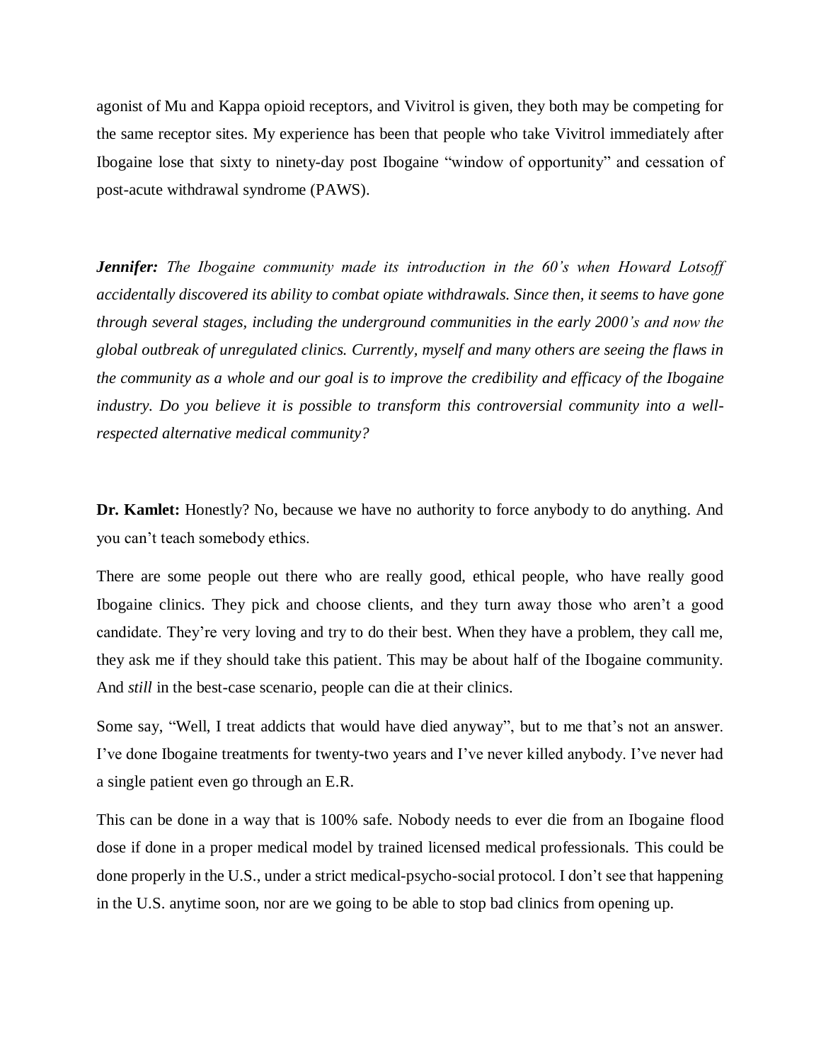agonist of Mu and Kappa opioid receptors, and Vivitrol is given, they both may be competing for the same receptor sites. My experience has been that people who take Vivitrol immediately after Ibogaine lose that sixty to ninety-day post Ibogaine "window of opportunity" and cessation of post-acute withdrawal syndrome (PAWS).

***Jennifer:*** *The Ibogaine community made its introduction in the 60's when Howard Lotsoff accidentally discovered its ability to combat opiate withdrawals. Since then, it seems to have gone through several stages, including the underground communities in the early 2000's and now the global outbreak of unregulated clinics. Currently, myself and many others are seeing the flaws in the community as a whole and our goal is to improve the credibility and efficacy of the Ibogaine industry. Do you believe it is possible to transform this controversial community into a well-respected alternative medical community?*

**Dr. Kamlet:** Honestly? No, because we have no authority to force anybody to do anything. And you can't teach somebody ethics.

There are some people out there who are really good, ethical people, who have really good Ibogaine clinics. They pick and choose clients, and they turn away those who aren't a good candidate. They're very loving and try to do their best. When they have a problem, they call me, they ask me if they should take this patient. This may be about half of the Ibogaine community. And *still* in the best-case scenario, people can die at their clinics.

Some say, "Well, I treat addicts that would have died anyway", but to me that's not an answer. I've done Ibogaine treatments for twenty-two years and I've never killed anybody. I've never had a single patient even go through an E.R.

This can be done in a way that is 100% safe. Nobody needs to ever die from an Ibogaine flood dose if done in a proper medical model by trained licensed medical professionals. This could be done properly in the U.S., under a strict medical-psycho-social protocol. I don't see that happening in the U.S. anytime soon, nor are we going to be able to stop bad clinics from opening up.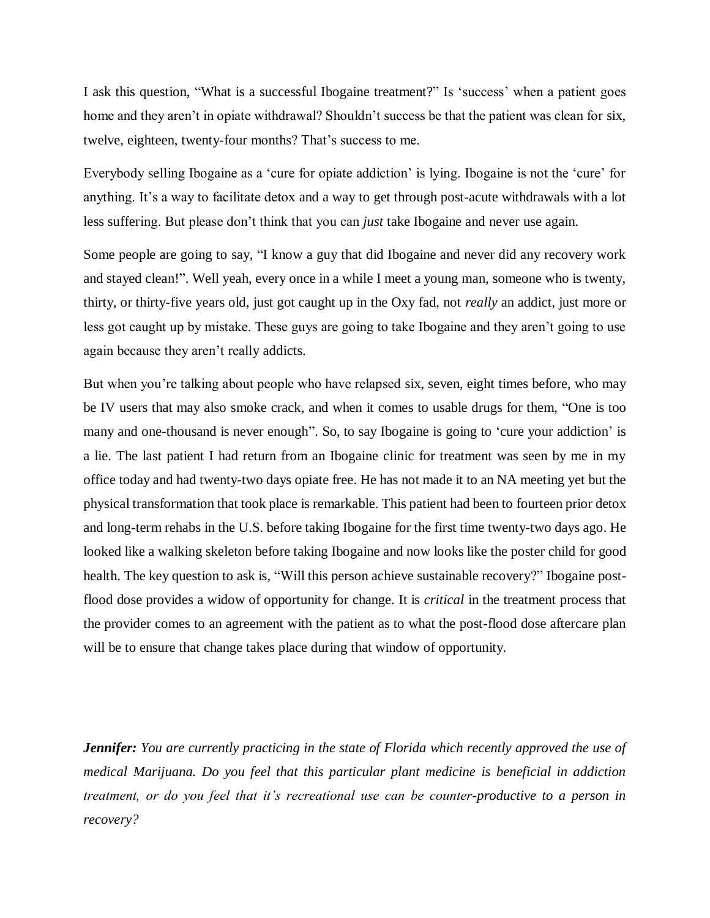I ask this question, "What is a successful Ibogaine treatment?" Is 'success' when a patient goes home and they aren't in opiate withdrawal? Shouldn't success be that the patient was clean for six, twelve, eighteen, twenty-four months? That's success to me.

Everybody selling Ibogaine as a 'cure for opiate addiction' is lying. Ibogaine is not the 'cure' for anything. It's a way to facilitate detox and a way to get through post-acute withdrawals with a lot less suffering. But please don't think that you can *just* take Ibogaine and never use again.

Some people are going to say, "I know a guy that did Ibogaine and never did any recovery work and stayed clean!". Well yeah, every once in a while I meet a young man, someone who is twenty, thirty, or thirty-five years old, just got caught up in the Oxy fad, not *really* an addict, just more or less got caught up by mistake. These guys are going to take Ibogaine and they aren't going to use again because they aren't really addicts.

But when you're talking about people who have relapsed six, seven, eight times before, who may be IV users that may also smoke crack, and when it comes to usable drugs for them, "One is too many and one-thousand is never enough". So, to say Ibogaine is going to 'cure your addiction' is a lie. The last patient I had return from an Ibogaine clinic for treatment was seen by me in my office today and had twenty-two days opiate free. He has not made it to an NA meeting yet but the physical transformation that took place is remarkable. This patient had been to fourteen prior detox and long-term rehabs in the U.S. before taking Ibogaine for the first time twenty-two days ago. He looked like a walking skeleton before taking Ibogaine and now looks like the poster child for good health. The key question to ask is, "Will this person achieve sustainable recovery?" Ibogaine post-flood dose provides a widow of opportunity for change. It is *critical* in the treatment process that the provider comes to an agreement with the patient as to what the post-flood dose aftercare plan will be to ensure that change takes place during that window of opportunity.

***Jennifer:*** *You are currently practicing in the state of Florida which recently approved the use of medical Marijuana. Do you feel that this particular plant medicine is beneficial in addiction treatment, or do you feel that it's recreational use can be counter-productive to a person in recovery?*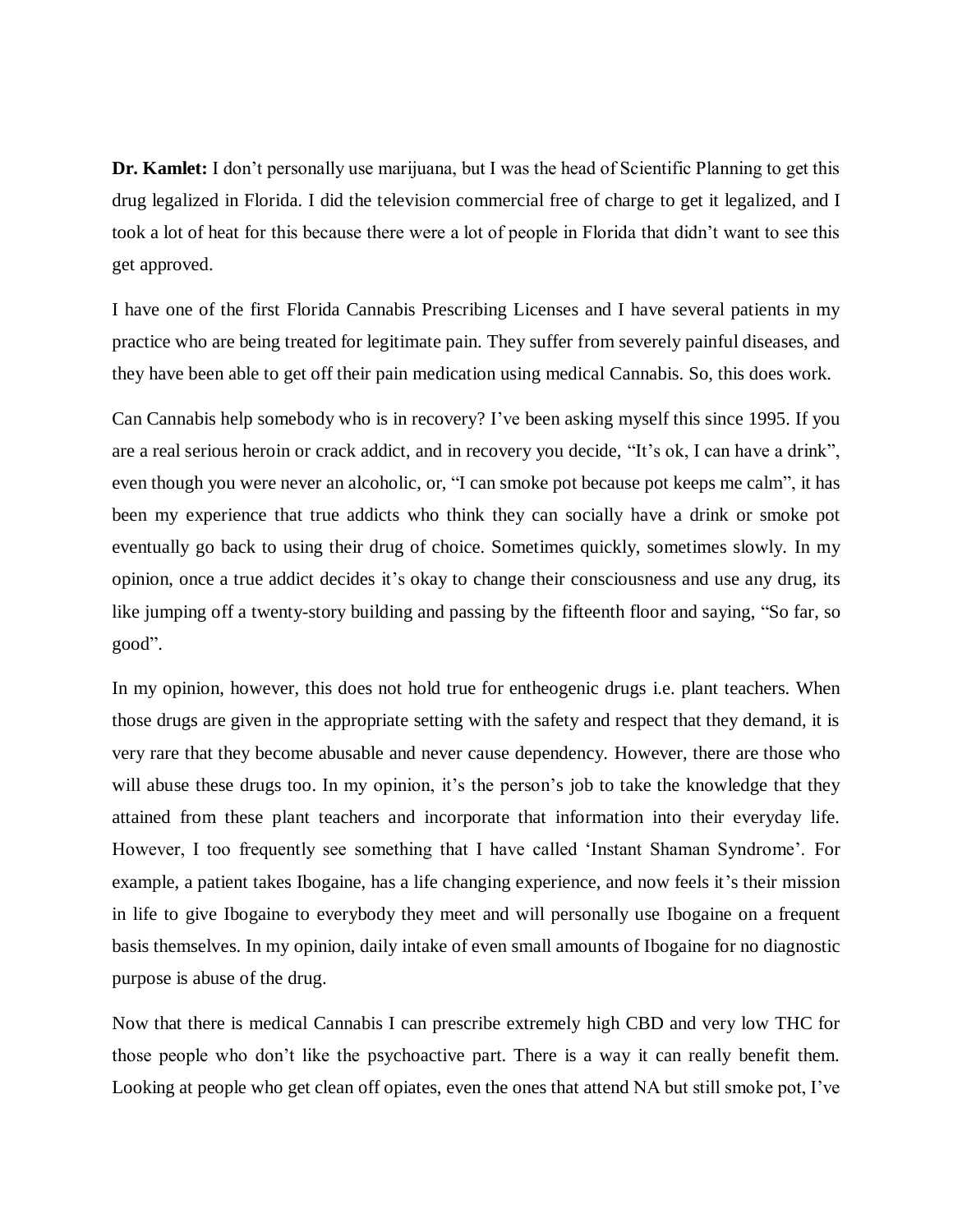**Dr. Kamlet:** I don't personally use marijuana, but I was the head of Scientific Planning to get this drug legalized in Florida. I did the television commercial free of charge to get it legalized, and I took a lot of heat for this because there were a lot of people in Florida that didn't want to see this get approved.

I have one of the first Florida Cannabis Prescribing Licenses and I have several patients in my practice who are being treated for legitimate pain. They suffer from severely painful diseases, and they have been able to get off their pain medication using medical Cannabis. So, this does work.

Can Cannabis help somebody who is in recovery? I've been asking myself this since 1995. If you are a real serious heroin or crack addict, and in recovery you decide, "It's ok, I can have a drink", even though you were never an alcoholic, or, "I can smoke pot because pot keeps me calm", it has been my experience that true addicts who think they can socially have a drink or smoke pot eventually go back to using their drug of choice. Sometimes quickly, sometimes slowly. In my opinion, once a true addict decides it's okay to change their consciousness and use any drug, its like jumping off a twenty-story building and passing by the fifteenth floor and saying, "So far, so good".

In my opinion, however, this does not hold true for entheogenic drugs i.e. plant teachers. When those drugs are given in the appropriate setting with the safety and respect that they demand, it is very rare that they become abusable and never cause dependency. However, there are those who will abuse these drugs too. In my opinion, it's the person's job to take the knowledge that they attained from these plant teachers and incorporate that information into their everyday life. However, I too frequently see something that I have called 'Instant Shaman Syndrome'. For example, a patient takes Ibogaine, has a life changing experience, and now feels it's their mission in life to give Ibogaine to everybody they meet and will personally use Ibogaine on a frequent basis themselves. In my opinion, daily intake of even small amounts of Ibogaine for no diagnostic purpose is abuse of the drug.

Now that there is medical Cannabis I can prescribe extremely high CBD and very low THC for those people who don't like the psychoactive part. There is a way it can really benefit them. Looking at people who get clean off opiates, even the ones that attend NA but still smoke pot, I've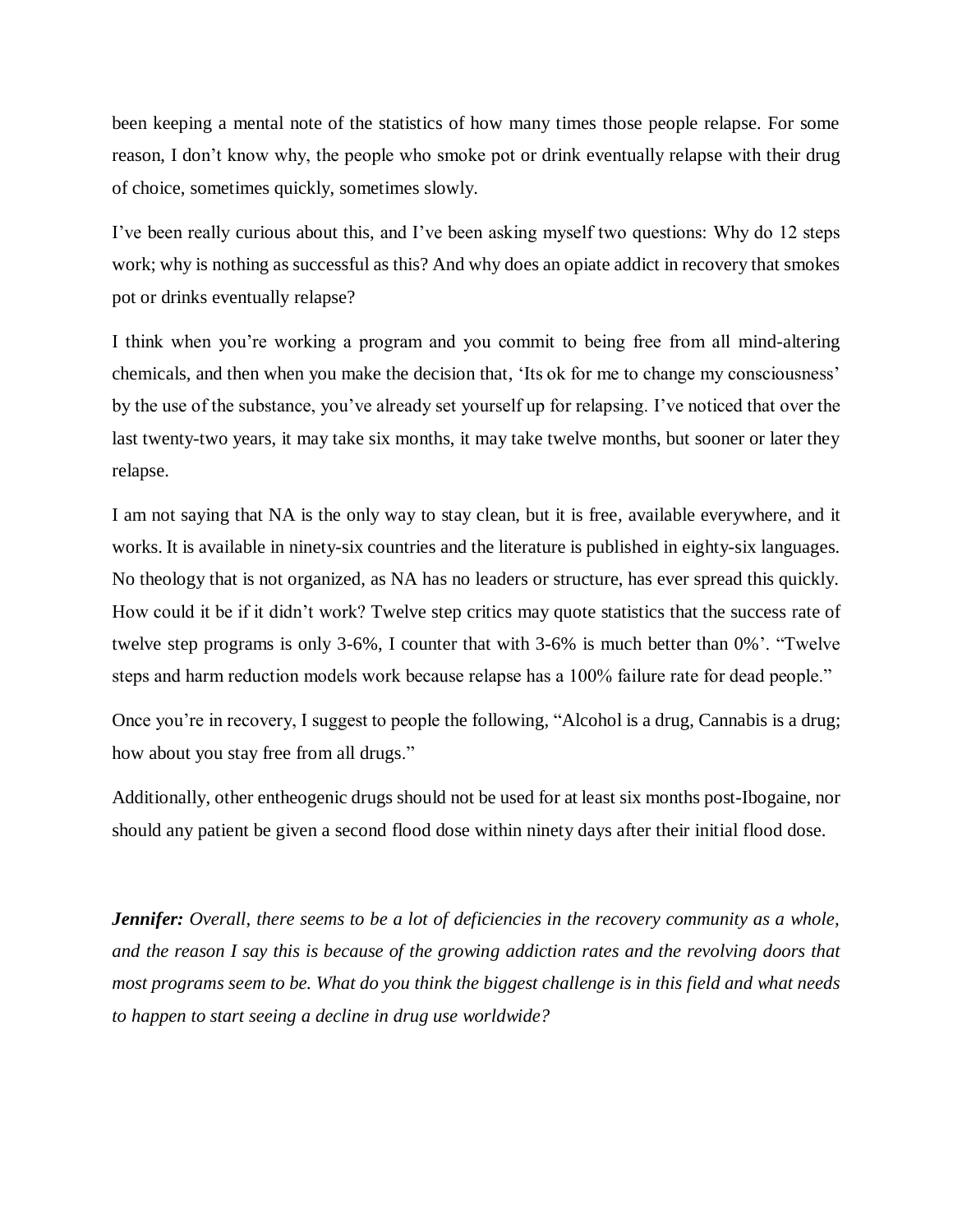been keeping a mental note of the statistics of how many times those people relapse. For some reason, I don't know why, the people who smoke pot or drink eventually relapse with their drug of choice, sometimes quickly, sometimes slowly.

I've been really curious about this, and I've been asking myself two questions: Why do 12 steps work; why is nothing as successful as this? And why does an opiate addict in recovery that smokes pot or drinks eventually relapse?

I think when you're working a program and you commit to being free from all mind-altering chemicals, and then when you make the decision that, 'Its ok for me to change my consciousness' by the use of the substance, you've already set yourself up for relapsing. I've noticed that over the last twenty-two years, it may take six months, it may take twelve months, but sooner or later they relapse.

I am not saying that NA is the only way to stay clean, but it is free, available everywhere, and it works. It is available in ninety-six countries and the literature is published in eighty-six languages. No theology that is not organized, as NA has no leaders or structure, has ever spread this quickly. How could it be if it didn't work? Twelve step critics may quote statistics that the success rate of twelve step programs is only 3-6%, I counter that with 3-6% is much better than 0%'. "Twelve steps and harm reduction models work because relapse has a 100% failure rate for dead people."

Once you're in recovery, I suggest to people the following, "Alcohol is a drug, Cannabis is a drug; how about you stay free from all drugs."

Additionally, other entheogenic drugs should not be used for at least six months post-Ibogaine, nor should any patient be given a second flood dose within ninety days after their initial flood dose.

***Jennifer:*** *Overall, there seems to be a lot of deficiencies in the recovery community as a whole, and the reason I say this is because of the growing addiction rates and the revolving doors that most programs seem to be. What do you think the biggest challenge is in this field and what needs to happen to start seeing a decline in drug use worldwide?*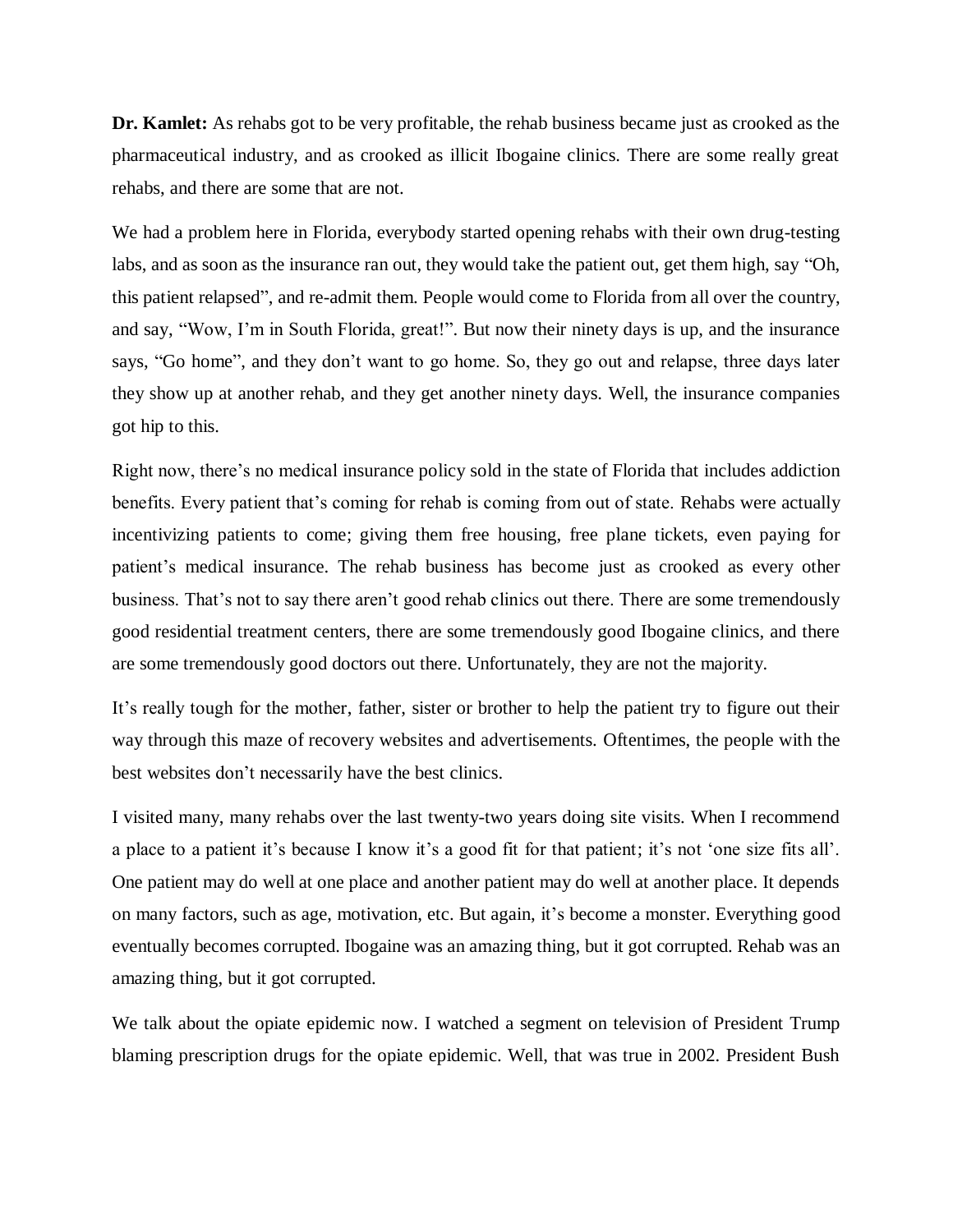**Dr. Kamlet:** As rehabs got to be very profitable, the rehab business became just as crooked as the pharmaceutical industry, and as crooked as illicit Ibogaine clinics. There are some really great rehabs, and there are some that are not.

We had a problem here in Florida, everybody started opening rehabs with their own drug-testing labs, and as soon as the insurance ran out, they would take the patient out, get them high, say "Oh, this patient relapsed", and re-admit them. People would come to Florida from all over the country, and say, "Wow, I'm in South Florida, great!". But now their ninety days is up, and the insurance says, "Go home", and they don't want to go home. So, they go out and relapse, three days later they show up at another rehab, and they get another ninety days. Well, the insurance companies got hip to this.

Right now, there's no medical insurance policy sold in the state of Florida that includes addiction benefits. Every patient that's coming for rehab is coming from out of state. Rehabs were actually incentivizing patients to come; giving them free housing, free plane tickets, even paying for patient's medical insurance. The rehab business has become just as crooked as every other business. That's not to say there aren't good rehab clinics out there. There are some tremendously good residential treatment centers, there are some tremendously good Ibogaine clinics, and there are some tremendously good doctors out there. Unfortunately, they are not the majority.

It's really tough for the mother, father, sister or brother to help the patient try to figure out their way through this maze of recovery websites and advertisements. Oftentimes, the people with the best websites don't necessarily have the best clinics.

I visited many, many rehabs over the last twenty-two years doing site visits. When I recommend a place to a patient it's because I know it's a good fit for that patient; it's not 'one size fits all'. One patient may do well at one place and another patient may do well at another place. It depends on many factors, such as age, motivation, etc. But again, it's become a monster. Everything good eventually becomes corrupted. Ibogaine was an amazing thing, but it got corrupted. Rehab was an amazing thing, but it got corrupted.

We talk about the opiate epidemic now. I watched a segment on television of President Trump blaming prescription drugs for the opiate epidemic. Well, that was true in 2002. President Bush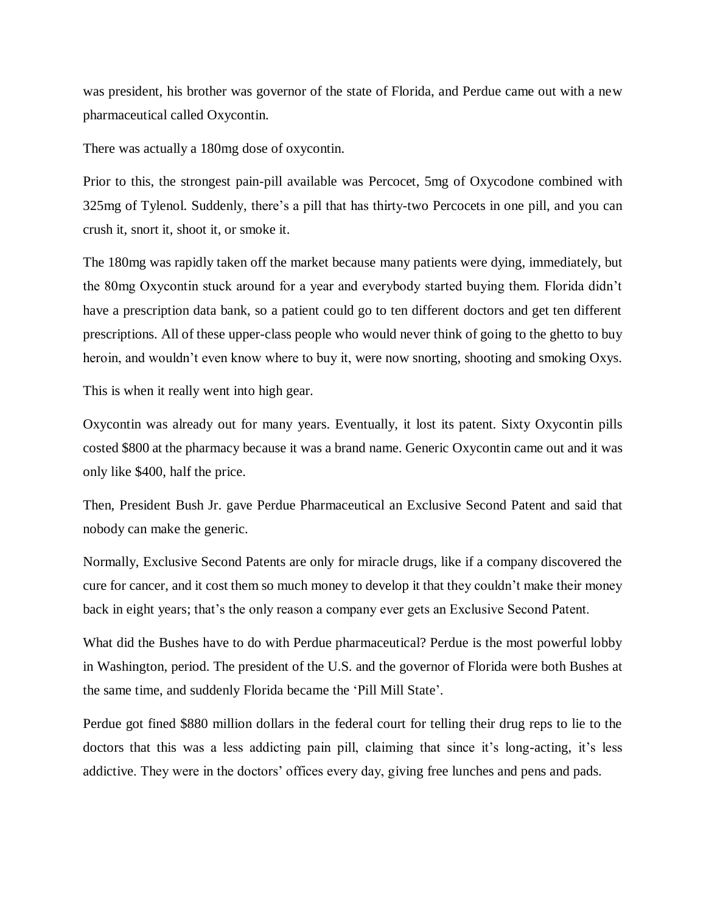was president, his brother was governor of the state of Florida, and Perdue came out with a new pharmaceutical called Oxycontin.

There was actually a 180mg dose of oxycontin.

Prior to this, the strongest pain-pill available was Percocet, 5mg of Oxycodone combined with 325mg of Tylenol. Suddenly, there's a pill that has thirty-two Percocets in one pill, and you can crush it, snort it, shoot it, or smoke it.

The 180mg was rapidly taken off the market because many patients were dying, immediately, but the 80mg Oxycontin stuck around for a year and everybody started buying them. Florida didn't have a prescription data bank, so a patient could go to ten different doctors and get ten different prescriptions. All of these upper-class people who would never think of going to the ghetto to buy heroin, and wouldn't even know where to buy it, were now snorting, shooting and smoking Oxys.

This is when it really went into high gear.

Oxycontin was already out for many years. Eventually, it lost its patent. Sixty Oxycontin pills costed $800 at the pharmacy because it was a brand name. Generic Oxycontin came out and it was only like $400, half the price.

Then, President Bush Jr. gave Perdue Pharmaceutical an Exclusive Second Patent and said that nobody can make the generic.

Normally, Exclusive Second Patents are only for miracle drugs, like if a company discovered the cure for cancer, and it cost them so much money to develop it that they couldn't make their money back in eight years; that's the only reason a company ever gets an Exclusive Second Patent.

What did the Bushes have to do with Perdue pharmaceutical? Perdue is the most powerful lobby in Washington, period. The president of the U.S. and the governor of Florida were both Bushes at the same time, and suddenly Florida became the 'Pill Mill State'.

Perdue got fined $880 million dollars in the federal court for telling their drug reps to lie to the doctors that this was a less addicting pain pill, claiming that since it's long-acting, it's less addictive. They were in the doctors' offices every day, giving free lunches and pens and pads.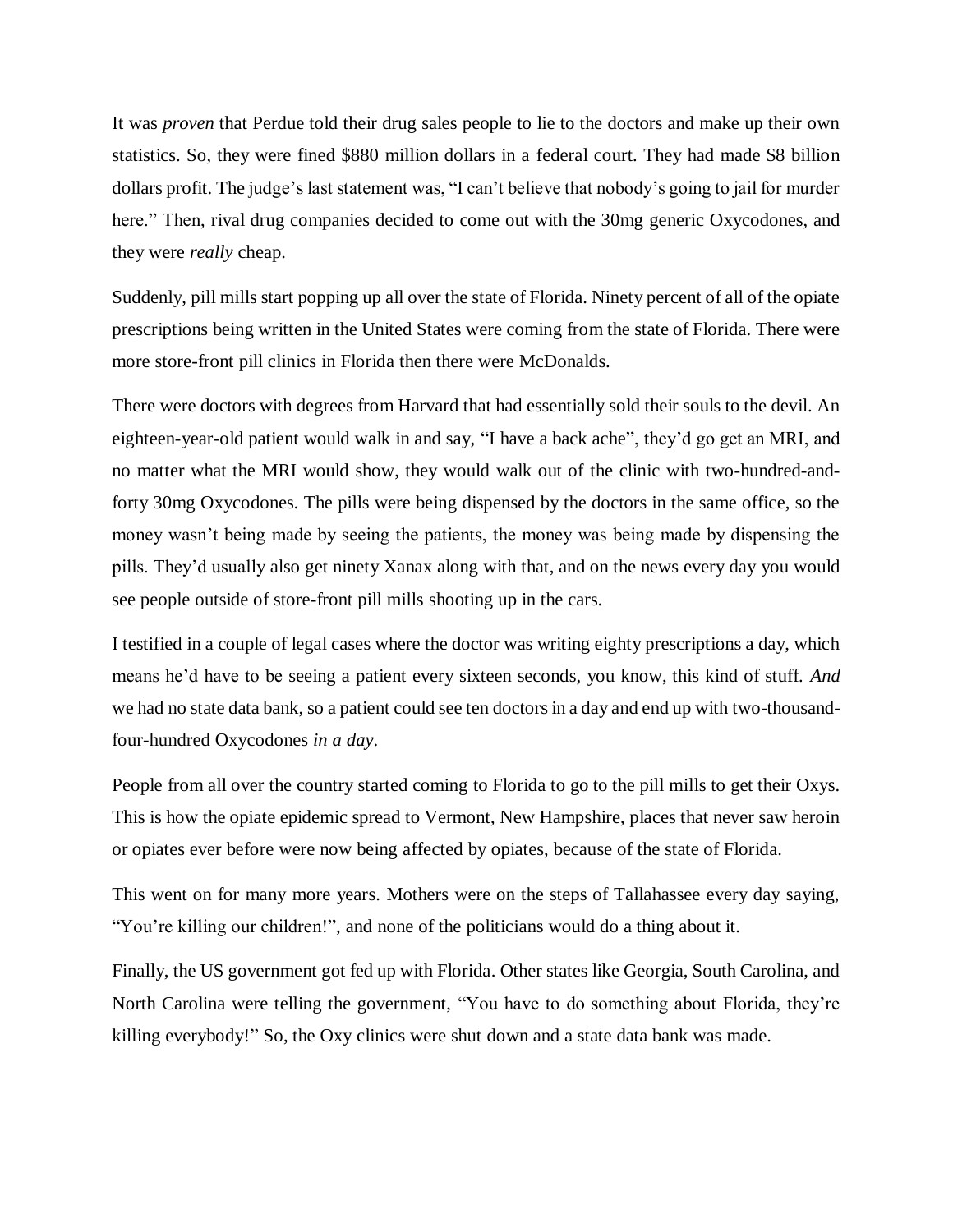It was *proven* that Perdue told their drug sales people to lie to the doctors and make up their own statistics. So, they were fined $880 million dollars in a federal court. They had made $8 billion dollars profit. The judge's last statement was, "I can't believe that nobody's going to jail for murder here." Then, rival drug companies decided to come out with the 30mg generic Oxycodones, and they were *really* cheap.

Suddenly, pill mills start popping up all over the state of Florida. Ninety percent of all of the opiate prescriptions being written in the United States were coming from the state of Florida. There were more store-front pill clinics in Florida then there were McDonalds.

There were doctors with degrees from Harvard that had essentially sold their souls to the devil. An eighteen-year-old patient would walk in and say, "I have a back ache", they'd go get an MRI, and no matter what the MRI would show, they would walk out of the clinic with two-hundred-and-forty 30mg Oxycodones. The pills were being dispensed by the doctors in the same office, so the money wasn't being made by seeing the patients, the money was being made by dispensing the pills. They'd usually also get ninety Xanax along with that, and on the news every day you would see people outside of store-front pill mills shooting up in the cars.

I testified in a couple of legal cases where the doctor was writing eighty prescriptions a day, which means he'd have to be seeing a patient every sixteen seconds, you know, this kind of stuff. *And* we had no state data bank, so a patient could see ten doctors in a day and end up with two-thousand-four-hundred Oxycodones *in a day*.

People from all over the country started coming to Florida to go to the pill mills to get their Oxys. This is how the opiate epidemic spread to Vermont, New Hampshire, places that never saw heroin or opiates ever before were now being affected by opiates, because of the state of Florida.

This went on for many more years. Mothers were on the steps of Tallahassee every day saying, "You're killing our children!", and none of the politicians would do a thing about it.

Finally, the US government got fed up with Florida. Other states like Georgia, South Carolina, and North Carolina were telling the government, "You have to do something about Florida, they're killing everybody!" So, the Oxy clinics were shut down and a state data bank was made.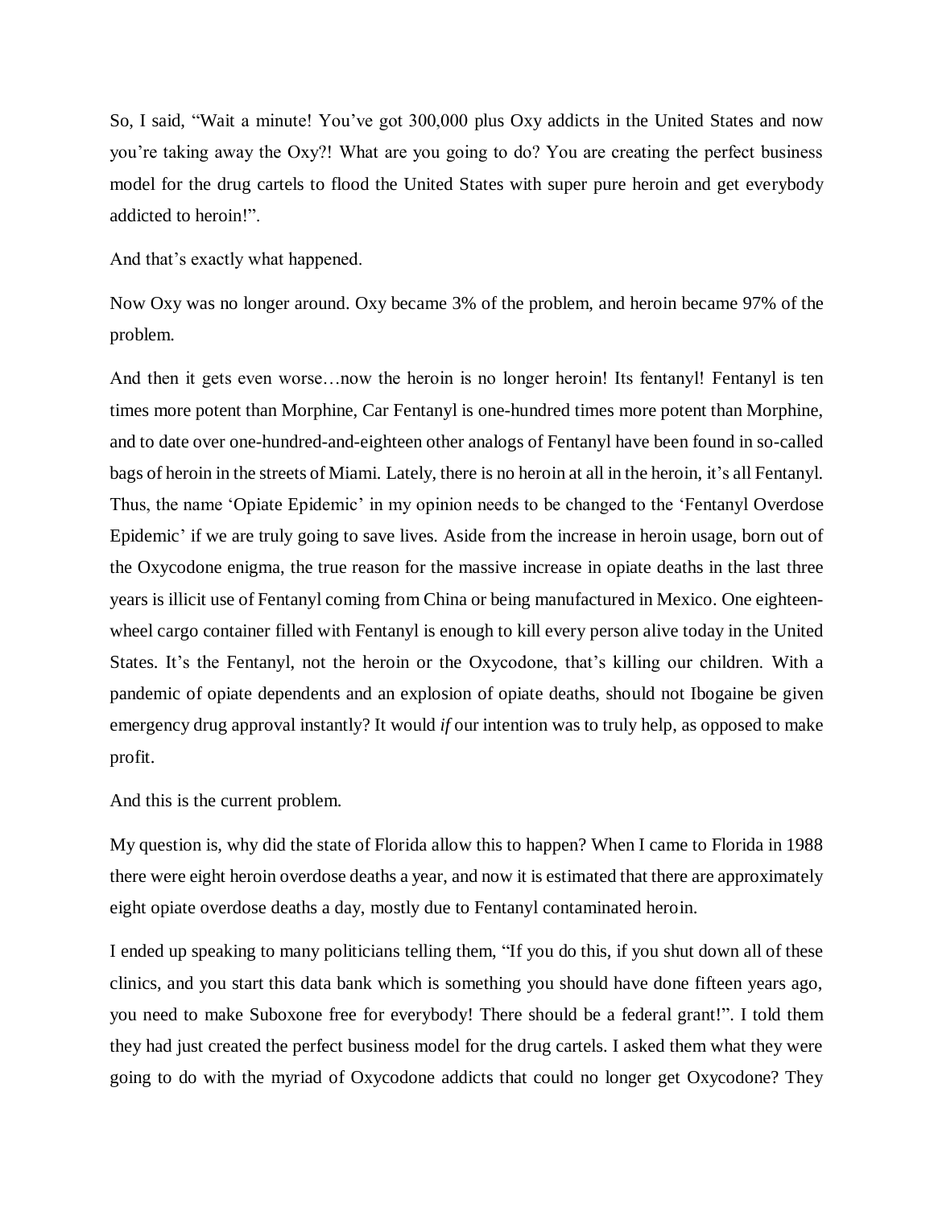So, I said, "Wait a minute! You've got 300,000 plus Oxy addicts in the United States and now you're taking away the Oxy?! What are you going to do? You are creating the perfect business model for the drug cartels to flood the United States with super pure heroin and get everybody addicted to heroin!".

And that's exactly what happened.

Now Oxy was no longer around. Oxy became 3% of the problem, and heroin became 97% of the problem.

And then it gets even worse…now the heroin is no longer heroin! Its fentanyl! Fentanyl is ten times more potent than Morphine, Car Fentanyl is one-hundred times more potent than Morphine, and to date over one-hundred-and-eighteen other analogs of Fentanyl have been found in so-called bags of heroin in the streets of Miami. Lately, there is no heroin at all in the heroin, it's all Fentanyl. Thus, the name 'Opiate Epidemic' in my opinion needs to be changed to the 'Fentanyl Overdose Epidemic' if we are truly going to save lives. Aside from the increase in heroin usage, born out of the Oxycodone enigma, the true reason for the massive increase in opiate deaths in the last three years is illicit use of Fentanyl coming from China or being manufactured in Mexico. One eighteen-wheel cargo container filled with Fentanyl is enough to kill every person alive today in the United States. It's the Fentanyl, not the heroin or the Oxycodone, that's killing our children. With a pandemic of opiate dependents and an explosion of opiate deaths, should not Ibogaine be given emergency drug approval instantly? It would *if* our intention was to truly help, as opposed to make profit.

And this is the current problem.

My question is, why did the state of Florida allow this to happen? When I came to Florida in 1988 there were eight heroin overdose deaths a year, and now it is estimated that there are approximately eight opiate overdose deaths a day, mostly due to Fentanyl contaminated heroin.

I ended up speaking to many politicians telling them, "If you do this, if you shut down all of these clinics, and you start this data bank which is something you should have done fifteen years ago, you need to make Suboxone free for everybody! There should be a federal grant!". I told them they had just created the perfect business model for the drug cartels. I asked them what they were going to do with the myriad of Oxycodone addicts that could no longer get Oxycodone? They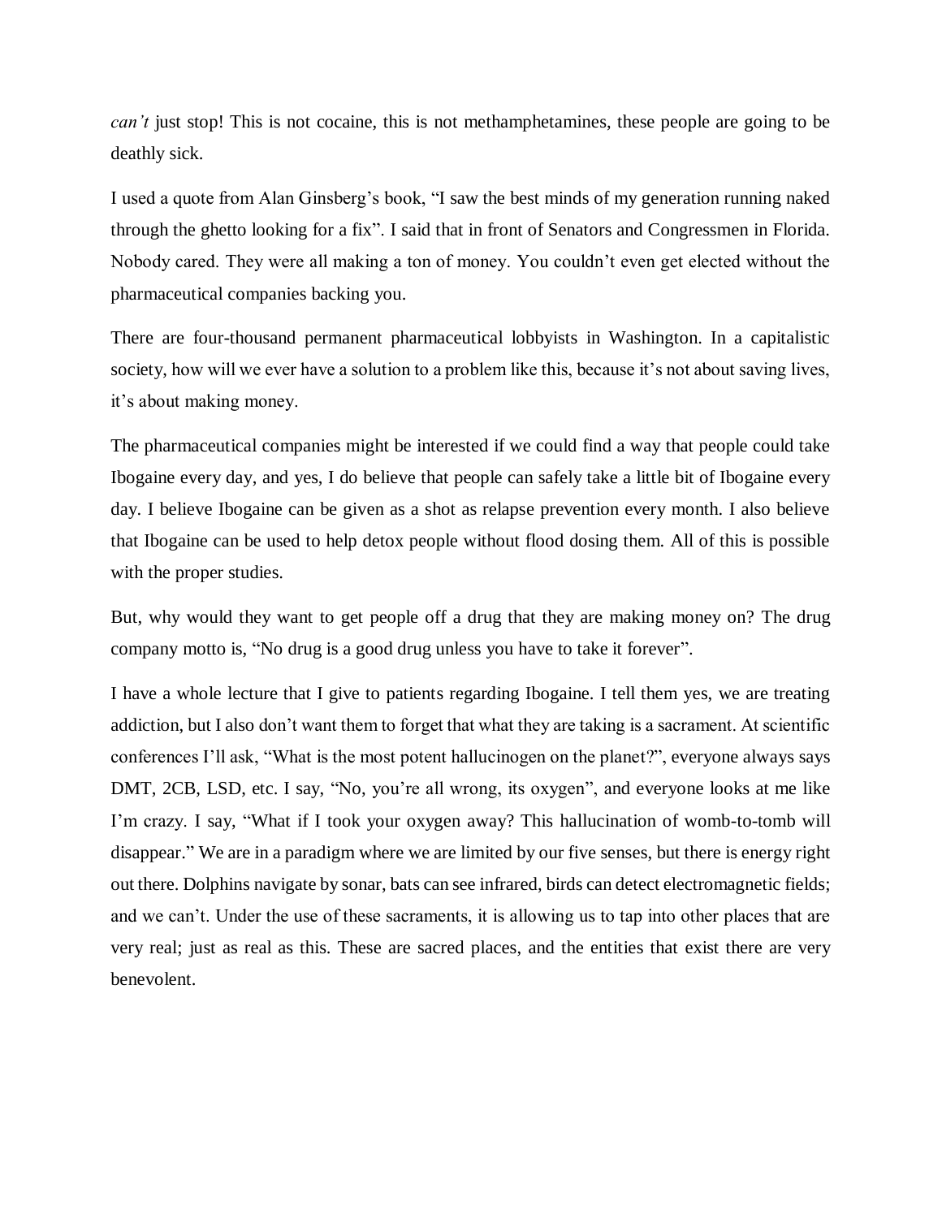*can't* just stop! This is not cocaine, this is not methamphetamines, these people are going to be deathly sick.

I used a quote from Alan Ginsberg's book, "I saw the best minds of my generation running naked through the ghetto looking for a fix". I said that in front of Senators and Congressmen in Florida. Nobody cared. They were all making a ton of money. You couldn't even get elected without the pharmaceutical companies backing you.

There are four-thousand permanent pharmaceutical lobbyists in Washington. In a capitalistic society, how will we ever have a solution to a problem like this, because it's not about saving lives, it's about making money.

The pharmaceutical companies might be interested if we could find a way that people could take Ibogaine every day, and yes, I do believe that people can safely take a little bit of Ibogaine every day. I believe Ibogaine can be given as a shot as relapse prevention every month. I also believe that Ibogaine can be used to help detox people without flood dosing them. All of this is possible with the proper studies.

But, why would they want to get people off a drug that they are making money on? The drug company motto is, "No drug is a good drug unless you have to take it forever".

I have a whole lecture that I give to patients regarding Ibogaine. I tell them yes, we are treating addiction, but I also don't want them to forget that what they are taking is a sacrament. At scientific conferences I'll ask, "What is the most potent hallucinogen on the planet?", everyone always says DMT, 2CB, LSD, etc. I say, "No, you're all wrong, its oxygen", and everyone looks at me like I'm crazy. I say, "What if I took your oxygen away? This hallucination of womb-to-tomb will disappear." We are in a paradigm where we are limited by our five senses, but there is energy right out there. Dolphins navigate by sonar, bats can see infrared, birds can detect electromagnetic fields; and we can't. Under the use of these sacraments, it is allowing us to tap into other places that are very real; just as real as this. These are sacred places, and the entities that exist there are very benevolent.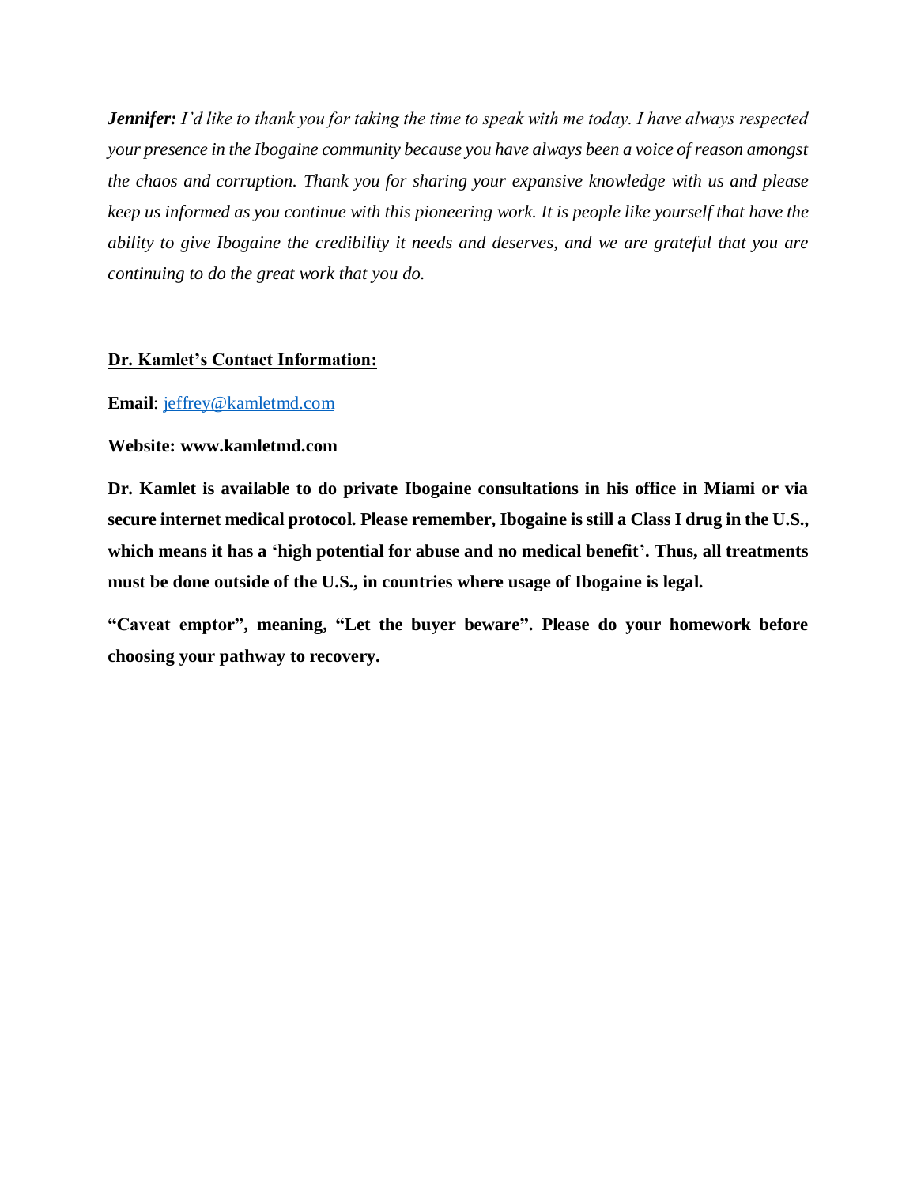***Jennifer:*** *I'd like to thank you for taking the time to speak with me today. I have always respected your presence in the Ibogaine community because you have always been a voice of reason amongst the chaos and corruption. Thank you for sharing your expansive knowledge with us and please keep us informed as you continue with this pioneering work. It is people like yourself that have the ability to give Ibogaine the credibility it needs and deserves, and we are grateful that you are continuing to do the great work that you do.*

**Dr. Kamlet's Contact Information:**

**Email**: jeffrey@kamletmd.com

**Website: www.kamletmd.com**

**Dr. Kamlet is available to do private Ibogaine consultations in his office in Miami or via secure internet medical protocol. Please remember, Ibogaine is still a Class I drug in the U.S., which means it has a 'high potential for abuse and no medical benefit'. Thus, all treatments must be done outside of the U.S., in countries where usage of Ibogaine is legal.**

**"Caveat emptor", meaning, "Let the buyer beware". Please do your homework before choosing your pathway to recovery.**